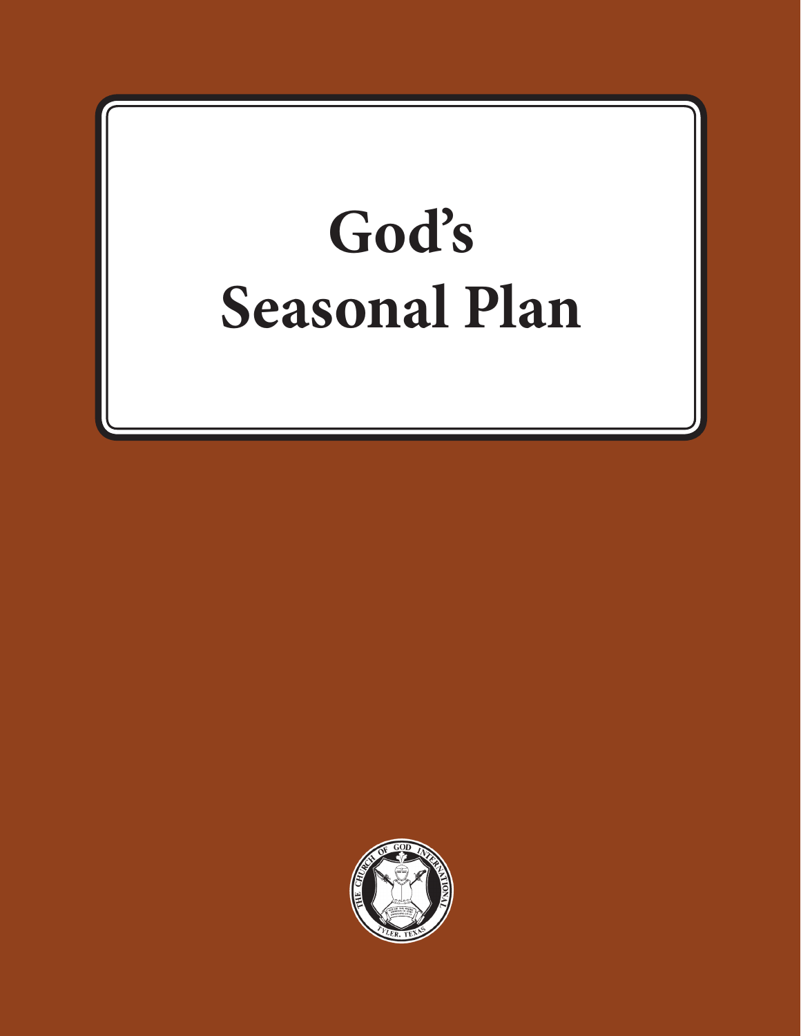# God's Seasonal Plan

THE CHURCH OF GOD INTERNATIONAL

TYLER, TEXAS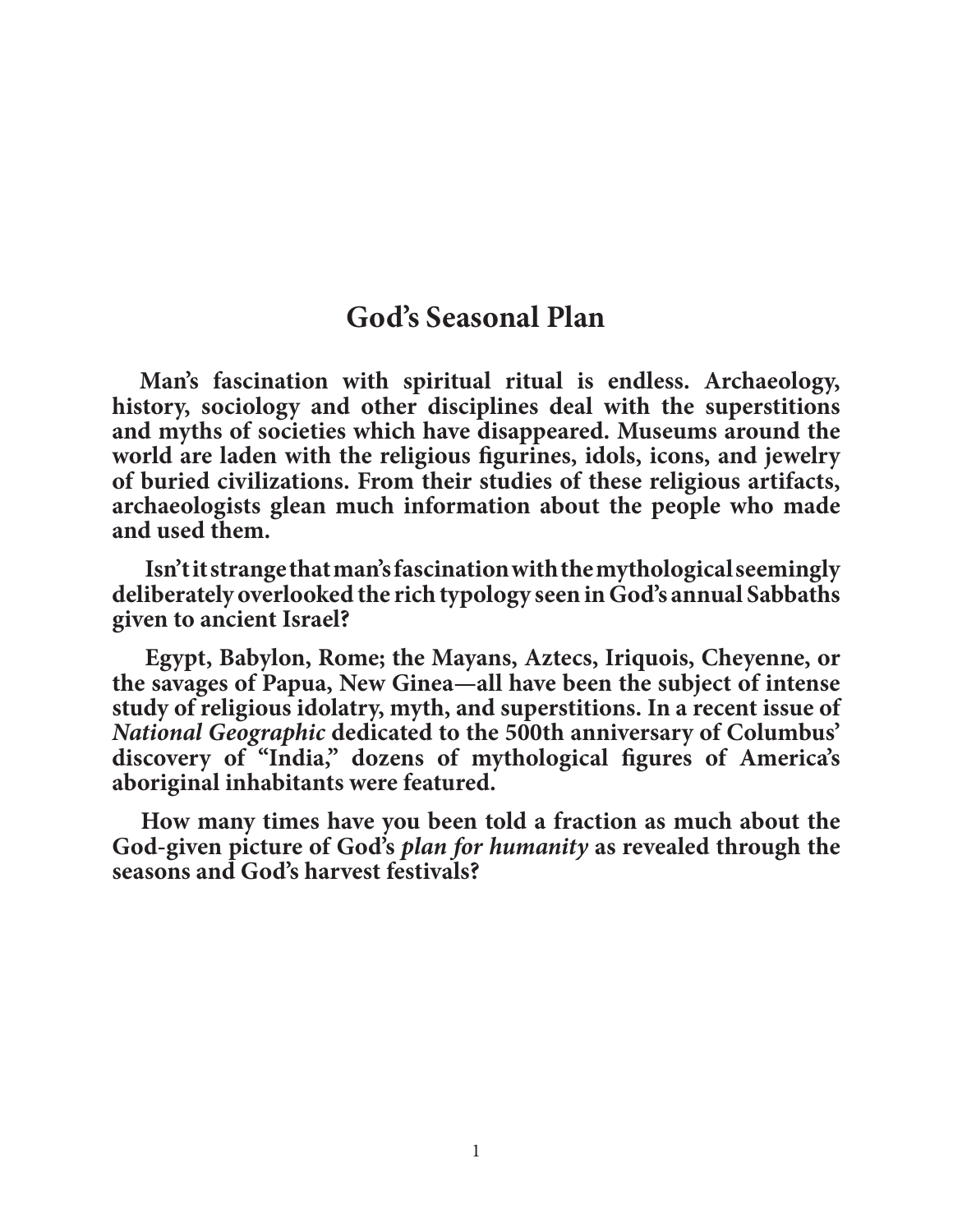## God's Seasonal Plan

**Man's fascination with spiritual ritual is endless. Archaeology, history, sociology and other disciplines deal with the superstitions and myths of societies which have disappeared. Museums around the world are laden with the religious figurines, idols, icons, and jewelry of buried civilizations. From their studies of these religious artifacts, archaeologists glean much information about the people who made and used them.**

**Isn't it strange that man's fascination with the mythological seemingly deliberately overlooked the rich typology seen in God's annual Sabbaths given to ancient Israel?**

**Egypt, Babylon, Rome; the Mayans, Aztecs, Iriquois, Cheyenne, or the savages of Papua, New Ginea—all have been the subject of intense study of religious idolatry, myth, and superstitions. In a recent issue of *National Geographic* dedicated to the 500th anniversary of Columbus' discovery of "India," dozens of mythological figures of America's aboriginal inhabitants were featured.**

**How many times have you been told a fraction as much about the God-given picture of God's *plan for humanity* as revealed through the seasons and God's harvest festivals?**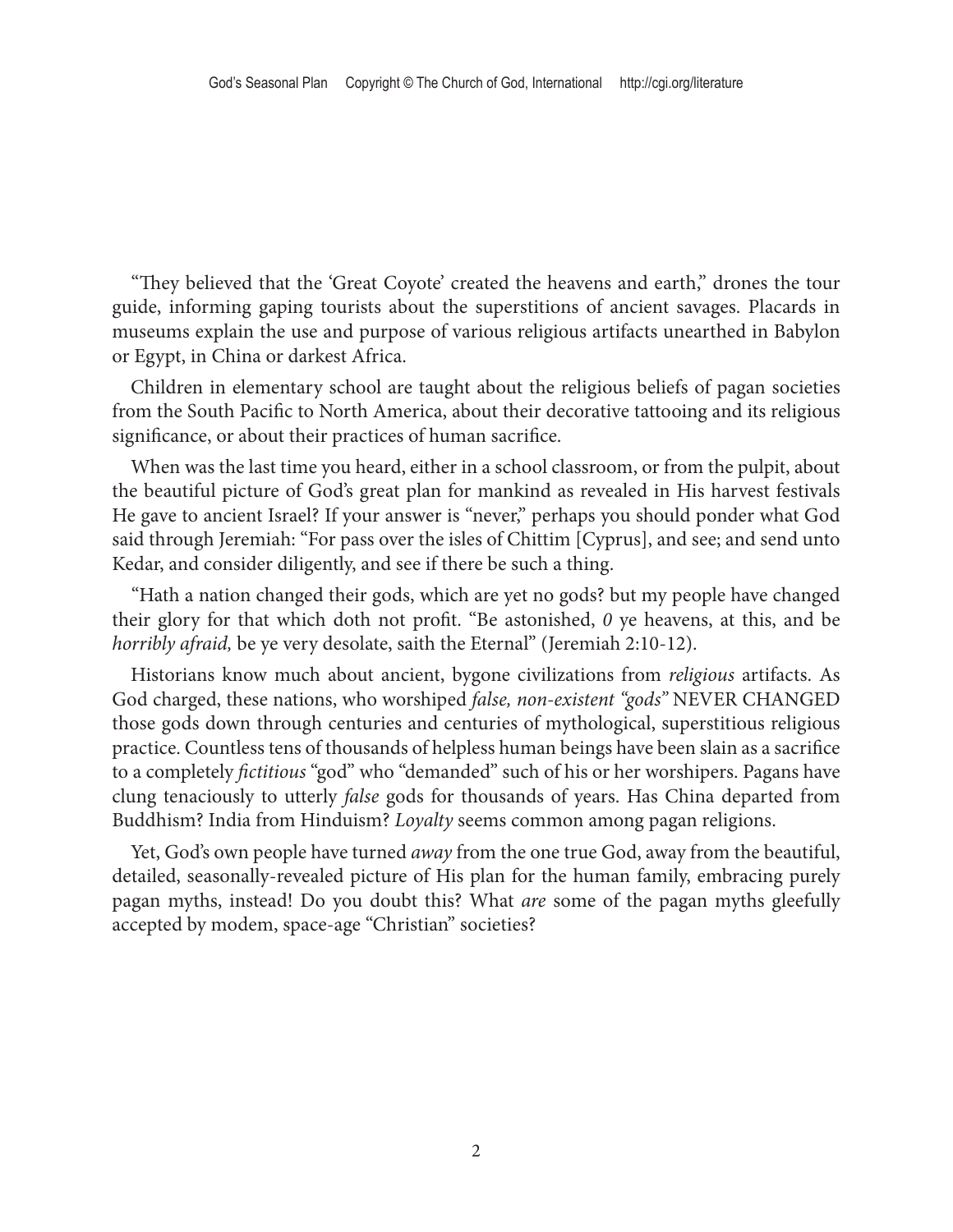"They believed that the 'Great Coyote' created the heavens and earth," drones the tour guide, informing gaping tourists about the superstitions of ancient savages. Placards in museums explain the use and purpose of various religious artifacts unearthed in Babylon or Egypt, in China or darkest Africa.

Children in elementary school are taught about the religious beliefs of pagan societies from the South Pacific to North America, about their decorative tattooing and its religious significance, or about their practices of human sacrifice.

When was the last time you heard, either in a school classroom, or from the pulpit, about the beautiful picture of God's great plan for mankind as revealed in His harvest festivals He gave to ancient Israel? If your answer is "never," perhaps you should ponder what God said through Jeremiah: "For pass over the isles of Chittim [Cyprus], and see; and send unto Kedar, and consider diligently, and see if there be such a thing.

"Hath a nation changed their gods, which are yet no gods? but my people have changed their glory for that which doth not profit. "Be astonished, *0* ye heavens, at this, and be *horribly afraid,* be ye very desolate, saith the Eternal" (Jeremiah 2:10-12).

Historians know much about ancient, bygone civilizations from *religious* artifacts. As God charged, these nations, who worshiped *false, non-existent "gods"* NEVER CHANGED those gods down through centuries and centuries of mythological, superstitious religious practice. Countless tens of thousands of helpless human beings have been slain as a sacrifice to a completely *fictitious* "god" who "demanded" such of his or her worshipers. Pagans have clung tenaciously to utterly *false* gods for thousands of years. Has China departed from Buddhism? India from Hinduism? *Loyalty* seems common among pagan religions.

Yet, God's own people have turned *away* from the one true God, away from the beautiful, detailed, seasonally-revealed picture of His plan for the human family, embracing purely pagan myths, instead! Do you doubt this? What *are* some of the pagan myths gleefully accepted by modem, space-age "Christian" societies?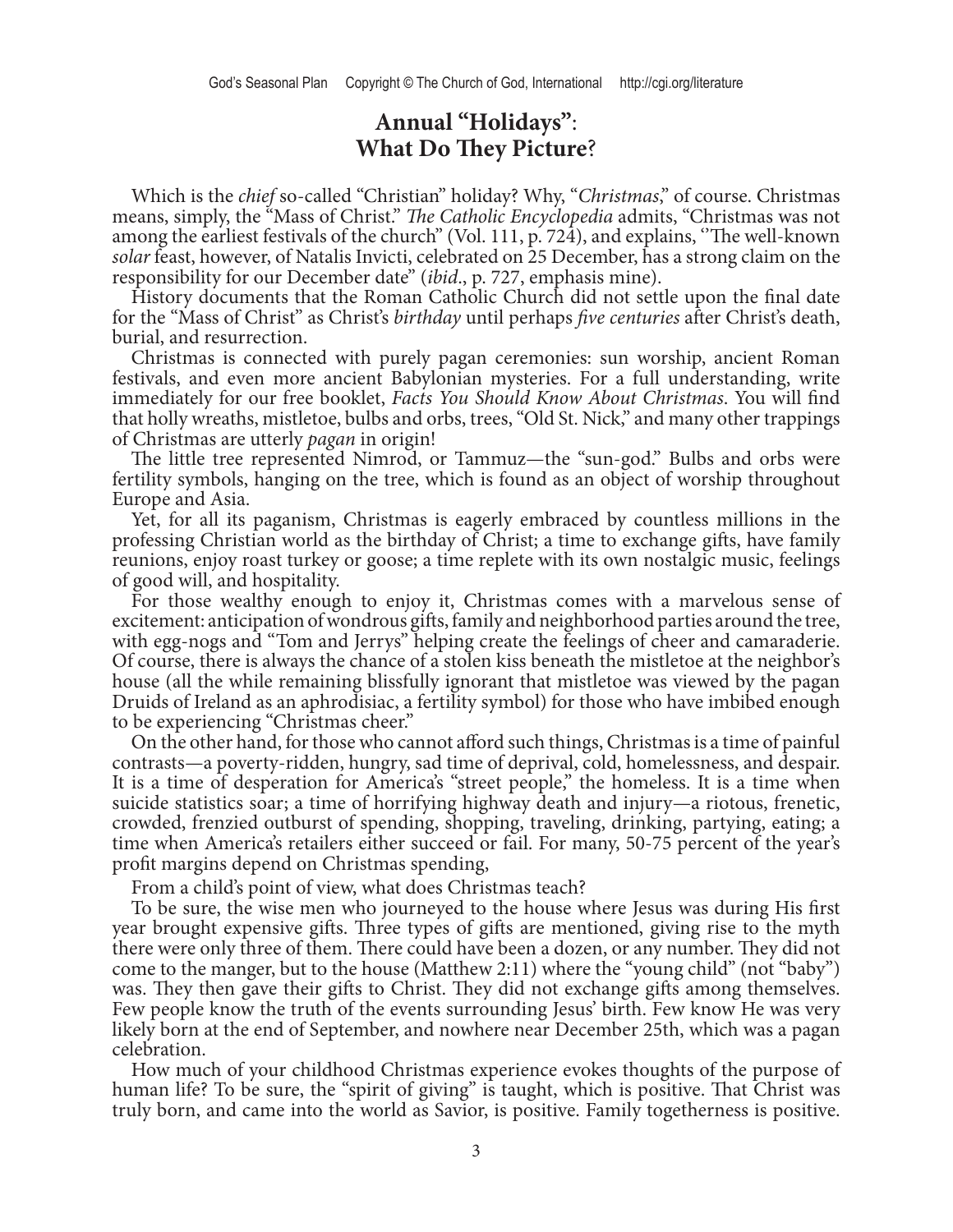# Annual "Holidays": What Do They Picture?

Which is the *chief* so-called "Christian" holiday? Why, "*Christmas*," of course. Christmas means, simply, the "Mass of Christ." *The Catholic Encyclopedia* admits, "Christmas was not among the earliest festivals of the church" (Vol. 111, p. 724), and explains, "The well-known *solar* feast, however, of Natalis Invicti, celebrated on 25 December, has a strong claim on the responsibility for our December date" (*ibid*., p. 727, emphasis mine).

History documents that the Roman Catholic Church did not settle upon the final date for the "Mass of Christ" as Christ's *birthday* until perhaps *five centuries* after Christ's death, burial, and resurrection.

Christmas is connected with purely pagan ceremonies: sun worship, ancient Roman festivals, and even more ancient Babylonian mysteries. For a full understanding, write immediately for our free booklet, *Facts You Should Know About Christmas*. You will find that holly wreaths, mistletoe, bulbs and orbs, trees, "Old St. Nick," and many other trappings of Christmas are utterly *pagan* in origin!

The little tree represented Nimrod, or Tammuz—the "sun-god." Bulbs and orbs were fertility symbols, hanging on the tree, which is found as an object of worship throughout Europe and Asia.

Yet, for all its paganism, Christmas is eagerly embraced by countless millions in the professing Christian world as the birthday of Christ; a time to exchange gifts, have family reunions, enjoy roast turkey or goose; a time replete with its own nostalgic music, feelings of good will, and hospitality.

For those wealthy enough to enjoy it, Christmas comes with a marvelous sense of excitement: anticipation of wondrous gifts, family and neighborhood parties around the tree, with egg-nogs and "Tom and Jerrys" helping create the feelings of cheer and camaraderie. Of course, there is always the chance of a stolen kiss beneath the mistletoe at the neighbor's house (all the while remaining blissfully ignorant that mistletoe was viewed by the pagan Druids of Ireland as an aphrodisiac, a fertility symbol) for those who have imbibed enough to be experiencing "Christmas cheer."

On the other hand, for those who cannot afford such things, Christmas is a time of painful contrasts—a poverty-ridden, hungry, sad time of deprival, cold, homelessness, and despair. It is a time of desperation for America's "street people," the homeless. It is a time when suicide statistics soar; a time of horrifying highway death and injury—a riotous, frenetic, crowded, frenzied outburst of spending, shopping, traveling, drinking, partying, eating; a time when America's retailers either succeed or fail. For many, 50-75 percent of the year's profit margins depend on Christmas spending,

From a child's point of view, what does Christmas teach?

To be sure, the wise men who journeyed to the house where Jesus was during His first year brought expensive gifts. Three types of gifts are mentioned, giving rise to the myth there were only three of them. There could have been a dozen, or any number. They did not come to the manger, but to the house (Matthew 2:11) where the "young child" (not "baby") was. They then gave their gifts to Christ. They did not exchange gifts among themselves. Few people know the truth of the events surrounding Jesus' birth. Few know He was very likely born at the end of September, and nowhere near December 25th, which was a pagan celebration.

How much of your childhood Christmas experience evokes thoughts of the purpose of human life? To be sure, the "spirit of giving" is taught, which is positive. That Christ was truly born, and came into the world as Savior, is positive. Family togetherness is positive.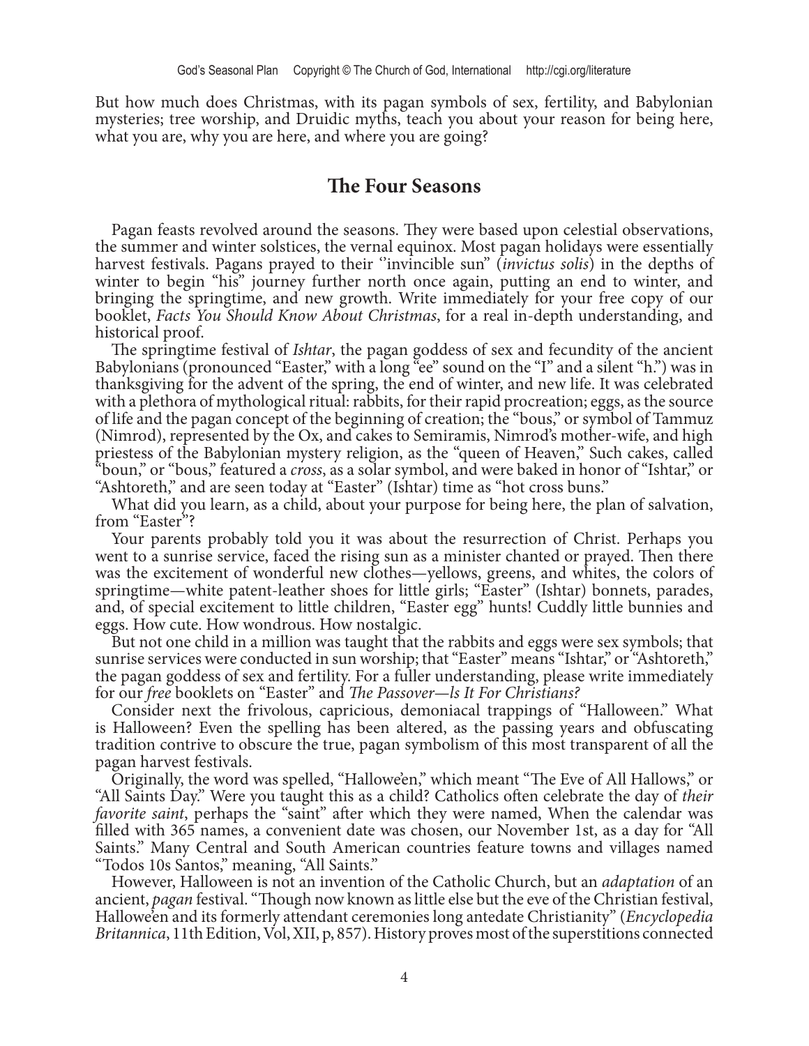But how much does Christmas, with its pagan symbols of sex, fertility, and Babylonian mysteries; tree worship, and Druidic myths, teach you about your reason for being here, what you are, why you are here, and where you are going?

## The Four Seasons

Pagan feasts revolved around the seasons. They were based upon celestial observations, the summer and winter solstices, the vernal equinox. Most pagan holidays were essentially harvest festivals. Pagans prayed to their ''invincible sun" (*invictus solis*) in the depths of winter to begin "his" journey further north once again, putting an end to winter, and bringing the springtime, and new growth. Write immediately for your free copy of our booklet, *Facts You Should Know About Christmas*, for a real in-depth understanding, and historical proof.

The springtime festival of *Ishtar*, the pagan goddess of sex and fecundity of the ancient Babylonians (pronounced "Easter," with a long "ee" sound on the "I" and a silent "h.") was in thanksgiving for the advent of the spring, the end of winter, and new life. It was celebrated with a plethora of mythological ritual: rabbits, for their rapid procreation; eggs, as the source of life and the pagan concept of the beginning of creation; the "bous," or symbol of Tammuz (Nimrod), represented by the Ox, and cakes to Semiramis, Nimrod's mother-wife, and high priestess of the Babylonian mystery religion, as the "queen of Heaven," Such cakes, called "boun," or "bous," featured a *cross*, as a solar symbol, and were baked in honor of "Ishtar," or "Ashtoreth," and are seen today at "Easter" (Ishtar) time as "hot cross buns."

What did you learn, as a child, about your purpose for being here, the plan of salvation, from "Easter"?

Your parents probably told you it was about the resurrection of Christ. Perhaps you went to a sunrise service, faced the rising sun as a minister chanted or prayed. Then there was the excitement of wonderful new clothes—yellows, greens, and whites, the colors of springtime—white patent-leather shoes for little girls; "Easter" (Ishtar) bonnets, parades, and, of special excitement to little children, "Easter egg" hunts! Cuddly little bunnies and eggs. How cute. How wondrous. How nostalgic.

But not one child in a million was taught that the rabbits and eggs were sex symbols; that sunrise services were conducted in sun worship; that "Easter" means "Ishtar," or "Ashtoreth," the pagan goddess of sex and fertility. For a fuller understanding, please write immediately for our *free* booklets on "Easter" and *The Passover—ls It For Christians?*

Consider next the frivolous, capricious, demoniacal trappings of "Halloween." What is Halloween? Even the spelling has been altered, as the passing years and obfuscating tradition contrive to obscure the true, pagan symbolism of this most transparent of all the pagan harvest festivals.

Originally, the word was spelled, "Hallowe'en," which meant "The Eve of All Hallows," or "All Saints Day." Were you taught this as a child? Catholics often celebrate the day of *their favorite saint*, perhaps the "saint" after which they were named, When the calendar was filled with 365 names, a convenient date was chosen, our November 1st, as a day for "All Saints." Many Central and South American countries feature towns and villages named "Todos 10s Santos," meaning, "All Saints."

However, Halloween is not an invention of the Catholic Church, but an *adaptation* of an ancient, *pagan* festival. "Though now known as little else but the eve of the Christian festival, Hallowe'en and its formerly attendant ceremonies long antedate Christianity" (*Encyclopedia Britannica*, 11th Edition, Vol, XII, p, 857). History proves most of the superstitions connected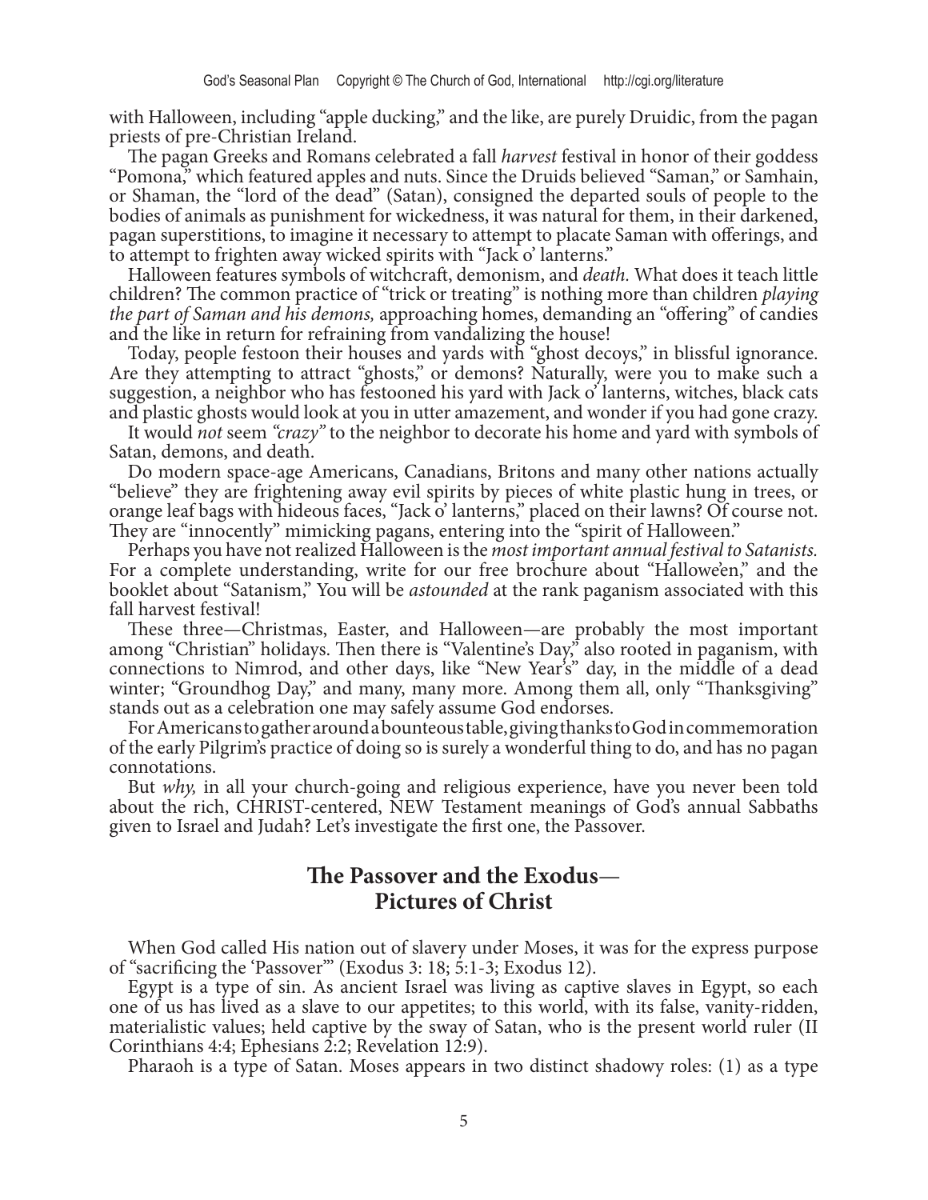with Halloween, including "apple ducking," and the like, are purely Druidic, from the pagan priests of pre-Christian Ireland.

The pagan Greeks and Romans celebrated a fall *harvest* festival in honor of their goddess "Pomona," which featured apples and nuts. Since the Druids believed "Saman," or Samhain, or Shaman, the "lord of the dead" (Satan), consigned the departed souls of people to the bodies of animals as punishment for wickedness, it was natural for them, in their darkened, pagan superstitions, to imagine it necessary to attempt to placate Saman with offerings, and to attempt to frighten away wicked spirits with "Jack o' lanterns."

Halloween features symbols of witchcraft, demonism, and *death*. What does it teach little children? The common practice of "trick or treating" is nothing more than children *playing the part of Saman and his demons,* approaching homes, demanding an "offering" of candies and the like in return for refraining from vandalizing the house!

Today, people festoon their houses and yards with "ghost decoys," in blissful ignorance. Are they attempting to attract "ghosts," or demons? Naturally, were you to make such a suggestion, a neighbor who has festooned his yard with Jack o' lanterns, witches, black cats and plastic ghosts would look at you in utter amazement, and wonder if you had gone crazy.

It would *not* seem *"crazy"* to the neighbor to decorate his home and yard with symbols of Satan, demons, and death.

Do modern space-age Americans, Canadians, Britons and many other nations actually "believe" they are frightening away evil spirits by pieces of white plastic hung in trees, or orange leaf bags with hideous faces, "Jack o' lanterns," placed on their lawns? Of course not. They are "innocently" mimicking pagans, entering into the "spirit of Halloween."

Perhaps you have not realized Halloween is the *most important annual festival to Satanists.* For a complete understanding, write for our free brochure about "Hallowe'en," and the booklet about "Satanism," You will be *astounded* at the rank paganism associated with this fall harvest festival!

These three—Christmas, Easter, and Halloween—are probably the most important among "Christian" holidays. Then there is "Valentine's Day," also rooted in paganism, with connections to Nimrod, and other days, like "New Year's" day, in the middle of a dead winter; "Groundhog Day," and many, many more. Among them all, only "Thanksgiving" stands out as a celebration one may safely assume God endorses.

For Americans to gather around a bounteous table, giving thanks to God in commemoration of the early Pilgrim's practice of doing so is surely a wonderful thing to do, and has no pagan connotations.

But *why,* in all your church-going and religious experience, have you never been told about the rich, CHRIST-centered, NEW Testament meanings of God's annual Sabbaths given to Israel and Judah? Let's investigate the first one, the Passover.

## The Passover and the Exodus— Pictures of Christ

When God called His nation out of slavery under Moses, it was for the express purpose of "sacrificing the 'Passover'" (Exodus 3: 18; 5:1-3; Exodus 12).

Egypt is a type of sin. As ancient Israel was living as captive slaves in Egypt, so each one of us has lived as a slave to our appetites; to this world, with its false, vanity-ridden, materialistic values; held captive by the sway of Satan, who is the present world ruler (II Corinthians 4:4; Ephesians 2:2; Revelation 12:9).

Pharaoh is a type of Satan. Moses appears in two distinct shadowy roles: (1) as a type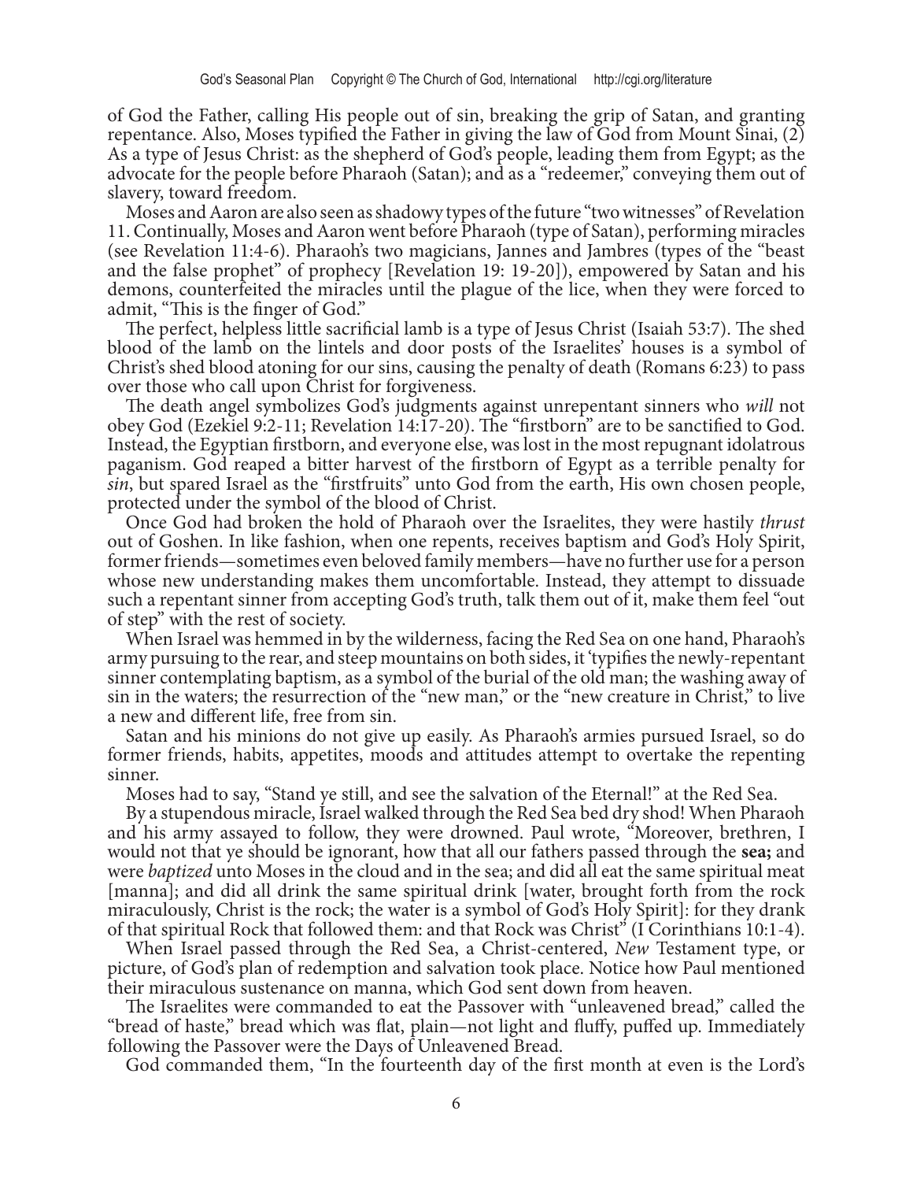of God the Father, calling His people out of sin, breaking the grip of Satan, and granting repentance. Also, Moses typified the Father in giving the law of God from Mount Sinai, (2) As a type of Jesus Christ: as the shepherd of God's people, leading them from Egypt; as the advocate for the people before Pharaoh (Satan); and as a "redeemer," conveying them out of slavery, toward freedom.

Moses and Aaron are also seen as shadowy types of the future "two witnesses" of Revelation 11. Continually, Moses and Aaron went before Pharaoh (type of Satan), performing miracles (see Revelation 11:4-6). Pharaoh's two magicians, Jannes and Jambres (types of the "beast and the false prophet" of prophecy [Revelation 19: 19-20]), empowered by Satan and his demons, counterfeited the miracles until the plague of the lice, when they were forced to admit, "This is the finger of God."

The perfect, helpless little sacrificial lamb is a type of Jesus Christ (Isaiah 53:7). The shed blood of the lamb on the lintels and door posts of the Israelites' houses is a symbol of Christ's shed blood atoning for our sins, causing the penalty of death (Romans 6:23) to pass over those who call upon Christ for forgiveness.

The death angel symbolizes God's judgments against unrepentant sinners who *will* not obey God (Ezekiel 9:2-11; Revelation 14:17-20). The "firstborn" are to be sanctified to God. Instead, the Egyptian firstborn, and everyone else, was lost in the most repugnant idolatrous paganism. God reaped a bitter harvest of the firstborn of Egypt as a terrible penalty for *sin*, but spared Israel as the "firstfruits" unto God from the earth, His own chosen people, protected under the symbol of the blood of Christ.

Once God had broken the hold of Pharaoh over the Israelites, they were hastily *thrust* out of Goshen. In like fashion, when one repents, receives baptism and God's Holy Spirit, former friends—sometimes even beloved family members—have no further use for a person whose new understanding makes them uncomfortable. Instead, they attempt to dissuade such a repentant sinner from accepting God's truth, talk them out of it, make them feel "out of step" with the rest of society.

When Israel was hemmed in by the wilderness, facing the Red Sea on one hand, Pharaoh's army pursuing to the rear, and steep mountains on both sides, it 'typifies the newly-repentant sinner contemplating baptism, as a symbol of the burial of the old man; the washing away of sin in the waters; the resurrection of the "new man," or the "new creature in Christ," to live a new and different life, free from sin.

Satan and his minions do not give up easily. As Pharaoh's armies pursued Israel, so do former friends, habits, appetites, moods and attitudes attempt to overtake the repenting sinner.

Moses had to say, "Stand ye still, and see the salvation of the Eternal!" at the Red Sea.

By a stupendous miracle, Israel walked through the Red Sea bed dry shod! When Pharaoh and his army assayed to follow, they were drowned. Paul wrote, "Moreover, brethren, I would not that ye should be ignorant, how that all our fathers passed through the **sea;** and were *baptized* unto Moses in the cloud and in the sea; and did all eat the same spiritual meat [manna]; and did all drink the same spiritual drink [water, brought forth from the rock miraculously, Christ is the rock; the water is a symbol of God's Holy Spirit]: for they drank of that spiritual Rock that followed them: and that Rock was Christ" (I Corinthians 10:1-4).

When Israel passed through the Red Sea, a Christ-centered, *New* Testament type, or picture, of God's plan of redemption and salvation took place. Notice how Paul mentioned their miraculous sustenance on manna, which God sent down from heaven.

The Israelites were commanded to eat the Passover with "unleavened bread," called the "bread of haste," bread which was flat, plain—not light and fluffy, puffed up. Immediately following the Passover were the Days of Unleavened Bread.

God commanded them, "In the fourteenth day of the first month at even is the Lord's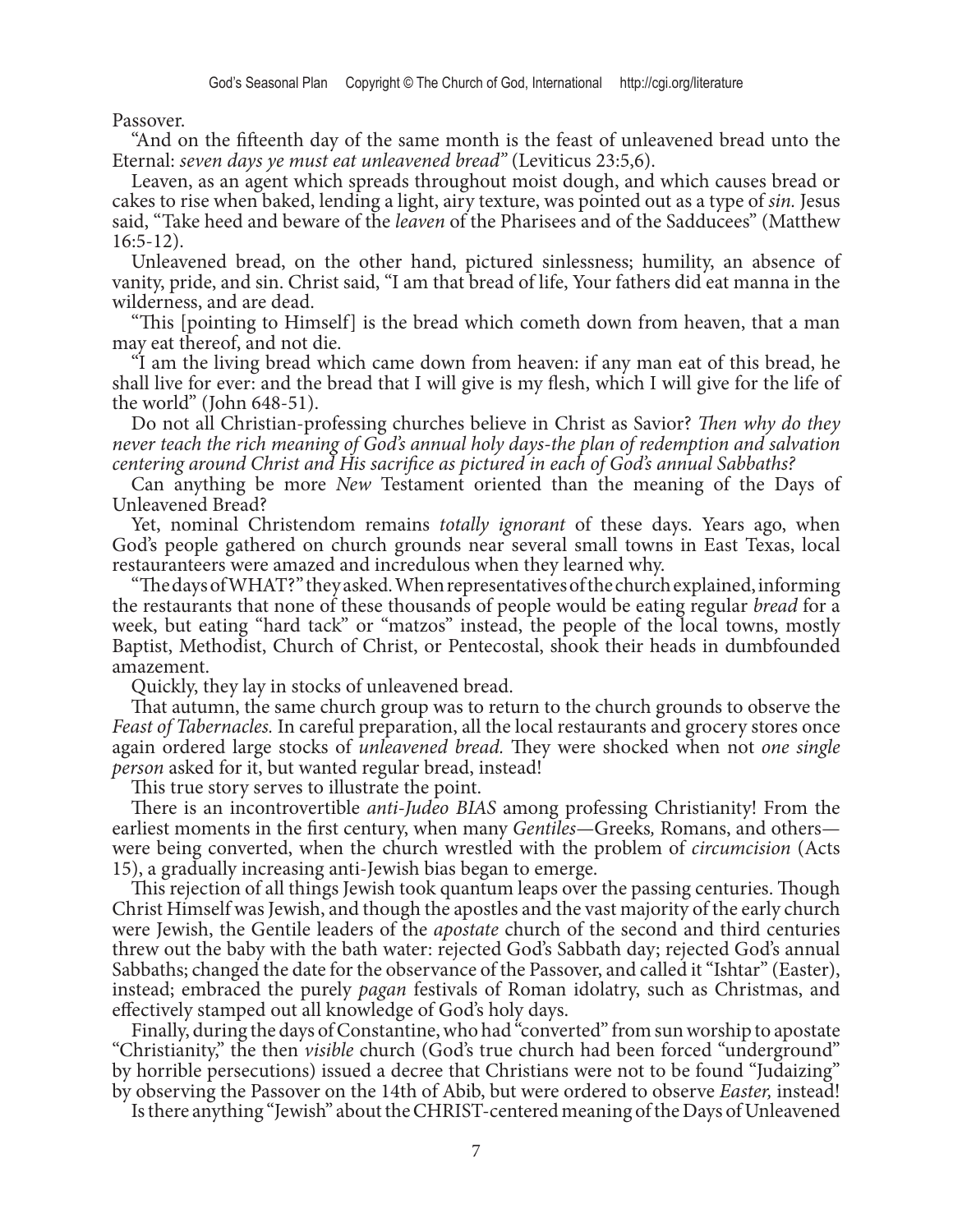Passover.

"And on the fifteenth day of the same month is the feast of unleavened bread unto the Eternal: *seven days ye must eat unleavened bread*" (Leviticus 23:5,6).

Leaven, as an agent which spreads throughout moist dough, and which causes bread or cakes to rise when baked, lending a light, airy texture, was pointed out as a type of *sin.* Jesus said, "Take heed and beware of the *leaven* of the Pharisees and of the Sadducees" (Matthew 16:5-12).

Unleavened bread, on the other hand, pictured sinlessness; humility, an absence of vanity, pride, and sin. Christ said, "I am that bread of life, Your fathers did eat manna in the wilderness, and are dead.

"This [pointing to Himself] is the bread which cometh down from heaven, that a man may eat thereof, and not die.

"I am the living bread which came down from heaven: if any man eat of this bread, he shall live for ever: and the bread that I will give is my flesh, which I will give for the life of the world" (John 648-51).

Do not all Christian-professing churches believe in Christ as Savior? *Then why do they never teach the rich meaning of God's annual holy days-the plan of redemption and salvation centering around Christ and His sacrifice as pictured in each of God's annual Sabbaths?*

Can anything be more *New* Testament oriented than the meaning of the Days of Unleavened Bread?

Yet, nominal Christendom remains *totally ignorant* of these days. Years ago, when God's people gathered on church grounds near several small towns in East Texas, local restauranteers were amazed and incredulous when they learned why.

"The days of WHAT?" they asked. When representatives of the church explained, informing the restaurants that none of these thousands of people would be eating regular *bread* for a week, but eating "hard tack" or "matzos" instead, the people of the local towns, mostly Baptist, Methodist, Church of Christ, or Pentecostal, shook their heads in dumbfounded amazement.

Quickly, they lay in stocks of unleavened bread.

That autumn, the same church group was to return to the church grounds to observe the *Feast of Tabernacles.* In careful preparation, all the local restaurants and grocery stores once again ordered large stocks of *unleavened bread.* They were shocked when not *one single person* asked for it, but wanted regular bread, instead!

This true story serves to illustrate the point.

There is an incontrovertible *anti-Judeo BIAS* among professing Christianity! From the earliest moments in the first century, when many *Gentiles*—Greeks, Romans, and others—were being converted, when the church wrestled with the problem of *circumcision* (Acts 15), a gradually increasing anti-Jewish bias began to emerge.

This rejection of all things Jewish took quantum leaps over the passing centuries. Though Christ Himself was Jewish, and though the apostles and the vast majority of the early church were Jewish, the Gentile leaders of the *apostate* church of the second and third centuries threw out the baby with the bath water: rejected God's Sabbath day; rejected God's annual Sabbaths; changed the date for the observance of the Passover, and called it "Ishtar" (Easter), instead; embraced the purely *pagan* festivals of Roman idolatry, such as Christmas, and effectively stamped out all knowledge of God's holy days.

Finally, during the days of Constantine, who had "converted" from sun worship to apostate "Christianity," the then *visible* church (God's true church had been forced "underground" by horrible persecutions) issued a decree that Christians were not to be found "Judaizing" by observing the Passover on the 14th of Abib, but were ordered to observe *Easter,* instead!

Is there anything "Jewish" about the CHRIST-centered meaning of the Days of Unleavened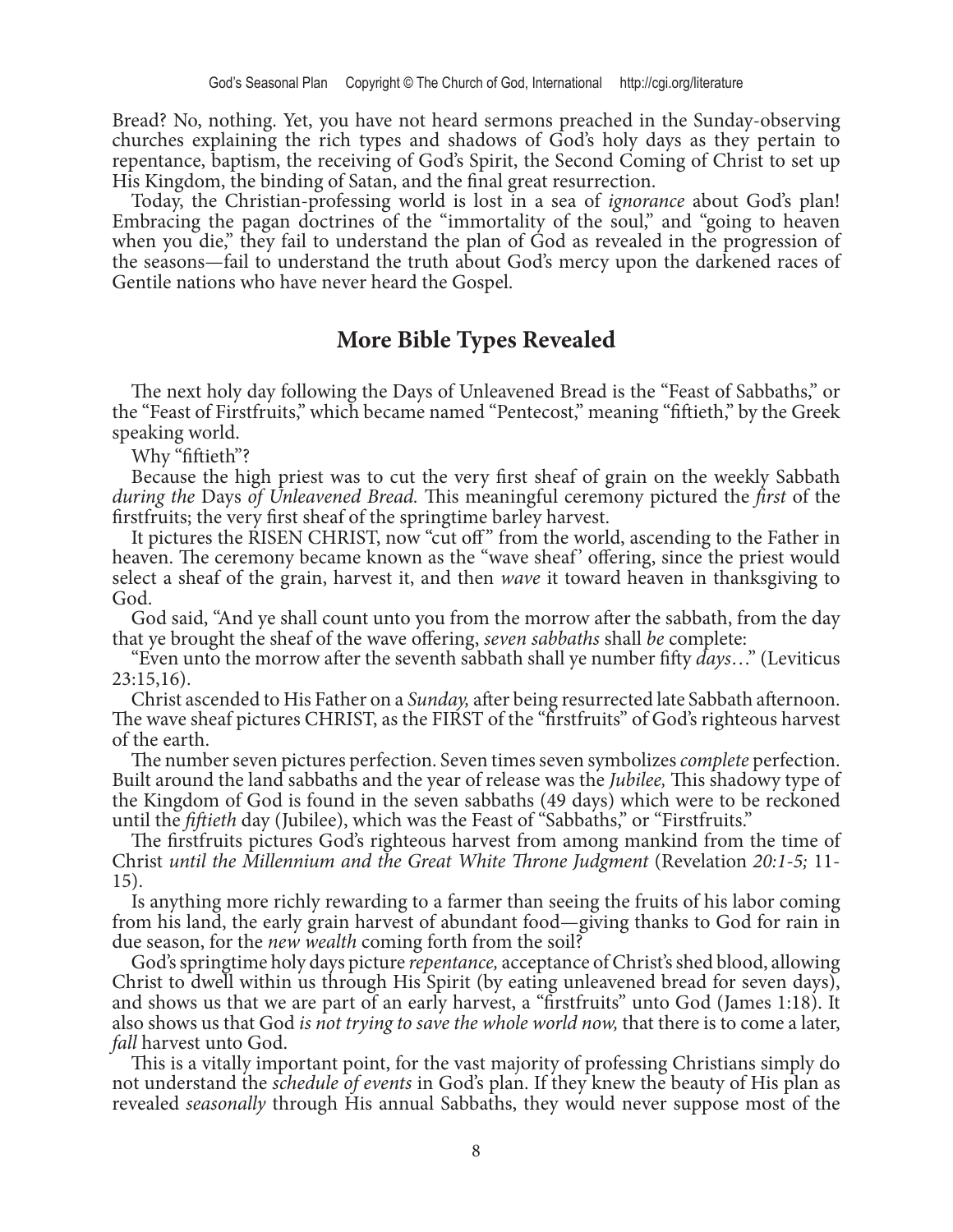Bread? No, nothing. Yet, you have not heard sermons preached in the Sunday-observing churches explaining the rich types and shadows of God's holy days as they pertain to repentance, baptism, the receiving of God's Spirit, the Second Coming of Christ to set up His Kingdom, the binding of Satan, and the final great resurrection.

Today, the Christian-professing world is lost in a sea of *ignorance* about God's plan! Embracing the pagan doctrines of the "immortality of the soul," and "going to heaven when you die," they fail to understand the plan of God as revealed in the progression of the seasons—fail to understand the truth about God's mercy upon the darkened races of Gentile nations who have never heard the Gospel.

## More Bible Types Revealed

The next holy day following the Days of Unleavened Bread is the "Feast of Sabbaths," or the "Feast of Firstfruits," which became named "Pentecost," meaning "fiftieth," by the Greek speaking world.

Why "fiftieth"?

Because the high priest was to cut the very first sheaf of grain on the weekly Sabbath *during the* Days *of Unleavened Bread.* This meaningful ceremony pictured the *first* of the firstfruits; the very first sheaf of the springtime barley harvest.

It pictures the RISEN CHRIST, now "cut off" from the world, ascending to the Father in heaven. The ceremony became known as the "wave sheaf' offering, since the priest would select a sheaf of the grain, harvest it, and then *wave* it toward heaven in thanksgiving to God.

God said, "And ye shall count unto you from the morrow after the sabbath, from the day that ye brought the sheaf of the wave offering, *seven sabbaths* shall *be* complete:

"Even unto the morrow after the seventh sabbath shall ye number fifty *days*…" (Leviticus 23:15,16).

Christ ascended to His Father on a *Sunday,* after being resurrected late Sabbath afternoon. The wave sheaf pictures CHRIST, as the FIRST of the "firstfruits" of God's righteous harvest of the earth.

The number seven pictures perfection. Seven times seven symbolizes *complete* perfection. Built around the land sabbaths and the year of release was the *Jubilee,* This shadowy type of the Kingdom of God is found in the seven sabbaths (49 days) which were to be reckoned until the *fiftieth* day (Jubilee), which was the Feast of "Sabbaths," or "Firstfruits."

The firstfruits pictures God's righteous harvest from among mankind from the time of Christ *until the Millennium and the Great White Throne Judgment* (Revelation *20:1-5;* 11-15).

Is anything more richly rewarding to a farmer than seeing the fruits of his labor coming from his land, the early grain harvest of abundant food—giving thanks to God for rain in due season, for the *new wealth* coming forth from the soil?

God's springtime holy days picture *repentance,* acceptance of Christ's shed blood, allowing Christ to dwell within us through His Spirit (by eating unleavened bread for seven days), and shows us that we are part of an early harvest, a "firstfruits" unto God (James 1:18). It also shows us that God *is not trying to save the whole world now,* that there is to come a later, *fall* harvest unto God.

This is a vitally important point, for the vast majority of professing Christians simply do not understand the *schedule of events* in God's plan. If they knew the beauty of His plan as revealed *seasonally* through His annual Sabbaths, they would never suppose most of the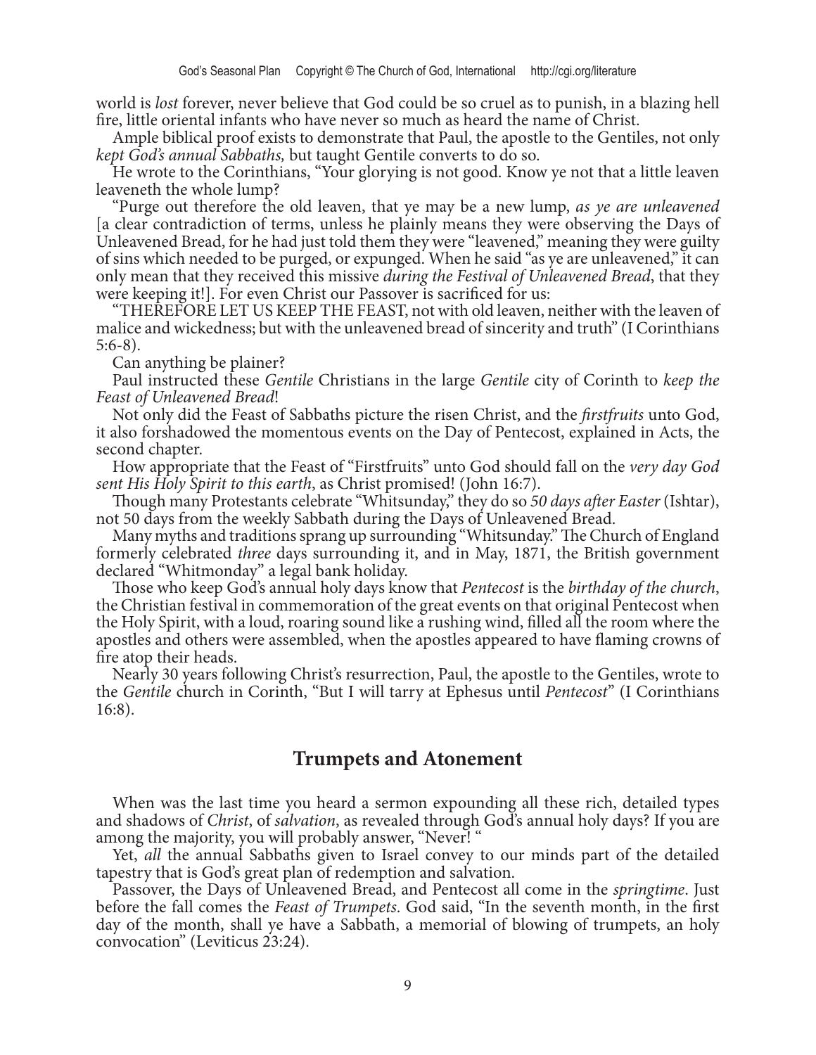world is *lost* forever, never believe that God could be so cruel as to punish, in a blazing hell fire, little oriental infants who have never so much as heard the name of Christ.

Ample biblical proof exists to demonstrate that Paul, the apostle to the Gentiles, not only *kept God's annual Sabbaths,* but taught Gentile converts to do so.

He wrote to the Corinthians, "Your glorying is not good. Know ye not that a little leaven leaveneth the whole lump?

"Purge out therefore the old leaven, that ye may be a new lump, *as ye are unleavened* [a clear contradiction of terms, unless he plainly means they were observing the Days of Unleavened Bread, for he had just told them they were "leavened," meaning they were guilty of sins which needed to be purged, or expunged. When he said "as ye are unleavened," it can only mean that they received this missive *during the Festival of Unleavened Bread*, that they were keeping it!]. For even Christ our Passover is sacrificed for us:

"THEREFORE LET US KEEP THE FEAST, not with old leaven, neither with the leaven of malice and wickedness; but with the unleavened bread of sincerity and truth" (I Corinthians 5:6-8).

Can anything be plainer?

Paul instructed these *Gentile* Christians in the large *Gentile* city of Corinth to *keep the Feast of Unleavened Bread*!

Not only did the Feast of Sabbaths picture the risen Christ, and the *firstfruits* unto God, it also forshadowed the momentous events on the Day of Pentecost, explained in Acts, the second chapter.

How appropriate that the Feast of "Firstfruits" unto God should fall on the *very day God sent His Holy Spirit to this earth*, as Christ promised! (John 16:7).

Though many Protestants celebrate "Whitsunday," they do so *50 days after Easter* (Ishtar), not 50 days from the weekly Sabbath during the Days of Unleavened Bread.

Many myths and traditions sprang up surrounding "Whitsunday." The Church of England formerly celebrated *three* days surrounding it, and in May, 1871, the British government declared "Whitmonday" a legal bank holiday.

Those who keep God's annual holy days know that *Pentecost* is the *birthday of the church*, the Christian festival in commemoration of the great events on that original Pentecost when the Holy Spirit, with a loud, roaring sound like a rushing wind, filled all the room where the apostles and others were assembled, when the apostles appeared to have flaming crowns of fire atop their heads.

Nearly 30 years following Christ's resurrection, Paul, the apostle to the Gentiles, wrote to the *Gentile* church in Corinth, "But I will tarry at Ephesus until *Pentecost*" (I Corinthians 16:8).

## Trumpets and Atonement

When was the last time you heard a sermon expounding all these rich, detailed types and shadows of *Christ*, of *salvation*, as revealed through God's annual holy days? If you are among the majority, you will probably answer, "Never! "

Yet, *all* the annual Sabbaths given to Israel convey to our minds part of the detailed tapestry that is God's great plan of redemption and salvation.

Passover, the Days of Unleavened Bread, and Pentecost all come in the *springtime*. Just before the fall comes the *Feast of Trumpets*. God said, "In the seventh month, in the first day of the month, shall ye have a Sabbath, a memorial of blowing of trumpets, an holy convocation" (Leviticus 23:24).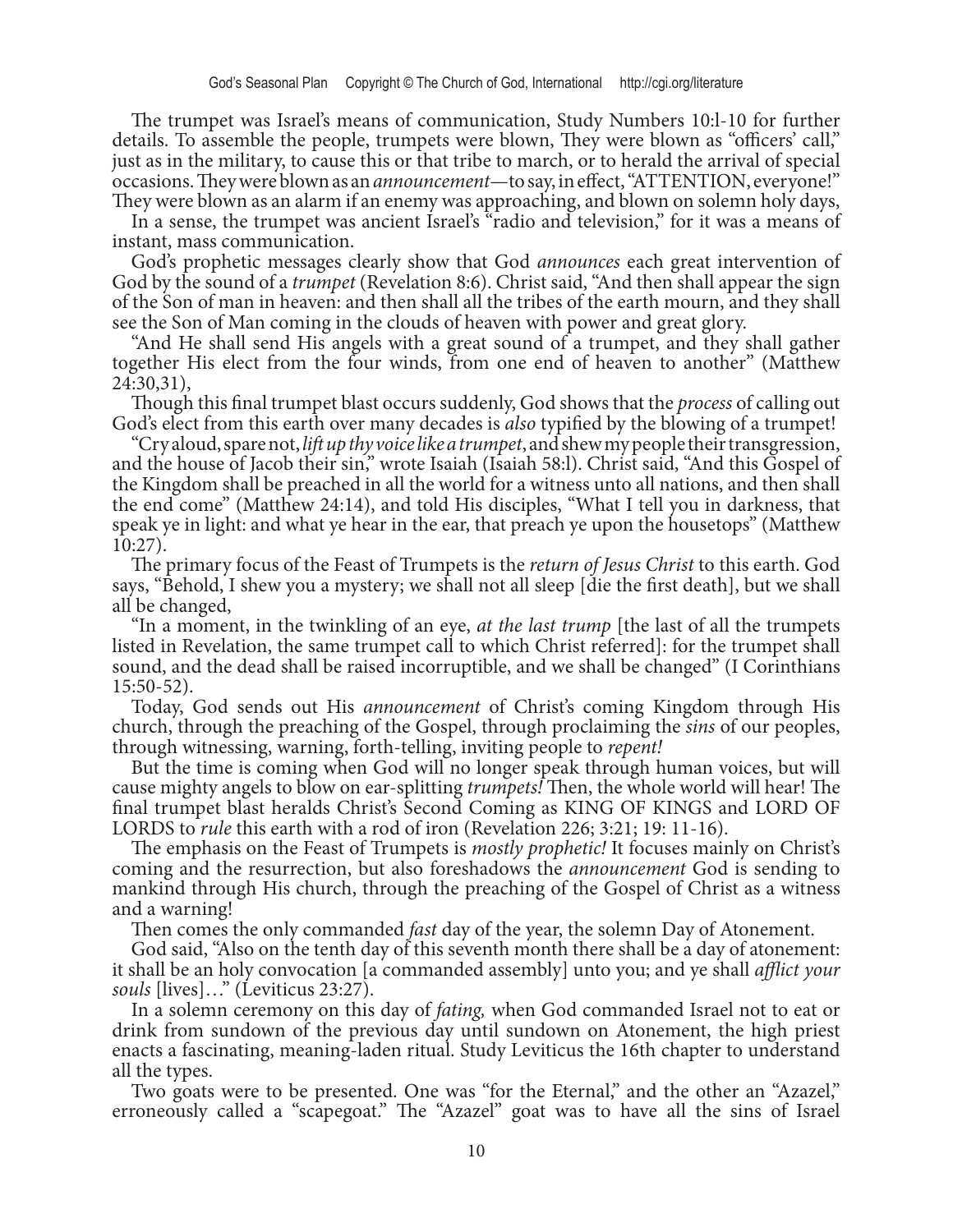The trumpet was Israel's means of communication, Study Numbers 10:l-10 for further details. To assemble the people, trumpets were blown, They were blown as "officers' call," just as in the military, to cause this or that tribe to march, or to herald the arrival of special occasions. They were blown as an *announcement*—to say, in effect, "ATTENTION, everyone!" They were blown as an alarm if an enemy was approaching, and blown on solemn holy days,

In a sense, the trumpet was ancient Israel's "radio and television," for it was a means of instant, mass communication.

God's prophetic messages clearly show that God *announces* each great intervention of God by the sound of a *trumpet* (Revelation 8:6). Christ said, "And then shall appear the sign of the Son of man in heaven: and then shall all the tribes of the earth mourn, and they shall see the Son of Man coming in the clouds of heaven with power and great glory.

"And He shall send His angels with a great sound of a trumpet, and they shall gather together His elect from the four winds, from one end of heaven to another" (Matthew 24:30,31),

Though this final trumpet blast occurs suddenly, God shows that the *process* of calling out God's elect from this earth over many decades is *also* typified by the blowing of a trumpet!

"Cry aloud, spare not, *lift up thy voice like a trumpet*, and shew my people their transgression, and the house of Jacob their sin," wrote Isaiah (Isaiah 58:l). Christ said, "And this Gospel of the Kingdom shall be preached in all the world for a witness unto all nations, and then shall the end come" (Matthew 24:14), and told His disciples, "What I tell you in darkness, that speak ye in light: and what ye hear in the ear, that preach ye upon the housetops" (Matthew 10:27).

The primary focus of the Feast of Trumpets is the *return of Jesus Christ* to this earth. God says, "Behold, I shew you a mystery; we shall not all sleep [die the first death], but we shall all be changed,

"In a moment, in the twinkling of an eye, *at the last trump* [the last of all the trumpets listed in Revelation, the same trumpet call to which Christ referred]: for the trumpet shall sound, and the dead shall be raised incorruptible, and we shall be changed" (I Corinthians 15:50-52).

Today, God sends out His *announcement* of Christ's coming Kingdom through His church, through the preaching of the Gospel, through proclaiming the *sins* of our peoples, through witnessing, warning, forth-telling, inviting people to *repent!*

But the time is coming when God will no longer speak through human voices, but will cause mighty angels to blow on ear-splitting *trumpets!* Then, the whole world will hear! The final trumpet blast heralds Christ's Second Coming as KING OF KINGS and LORD OF LORDS to *rule* this earth with a rod of iron (Revelation 226; 3:21; 19: 11-16).

The emphasis on the Feast of Trumpets is *mostly prophetic!* It focuses mainly on Christ's coming and the resurrection, but also foreshadows the *announcement* God is sending to mankind through His church, through the preaching of the Gospel of Christ as a witness and a warning!

Then comes the only commanded *fast* day of the year, the solemn Day of Atonement.

God said, "Also on the tenth day of this seventh month there shall be a day of atonement: it shall be an holy convocation [a commanded assembly] unto you; and ye shall *afflict your souls* [lives]…" (Leviticus 23:27).

In a solemn ceremony on this day of *fating,* when God commanded Israel not to eat or drink from sundown of the previous day until sundown on Atonement, the high priest enacts a fascinating, meaning-laden ritual. Study Leviticus the 16th chapter to understand all the types.

Two goats were to be presented. One was "for the Eternal," and the other an "Azazel," erroneously called a "scapegoat." The "Azazel" goat was to have all the sins of Israel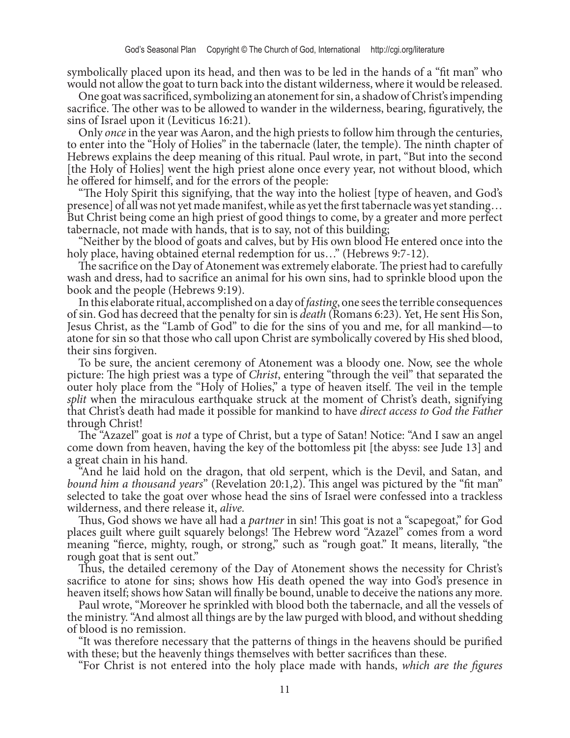symbolically placed upon its head, and then was to be led in the hands of a "fit man" who would not allow the goat to turn back into the distant wilderness, where it would be released.

One goat was sacrificed, symbolizing an atonement for sin, a shadow of Christ's impending sacrifice. The other was to be allowed to wander in the wilderness, bearing, figuratively, the sins of Israel upon it (Leviticus 16:21).

Only *once* in the year was Aaron, and the high priests to follow him through the centuries, to enter into the "Holy of Holies" in the tabernacle (later, the temple). The ninth chapter of Hebrews explains the deep meaning of this ritual. Paul wrote, in part, "But into the second [the Holy of Holies] went the high priest alone once every year, not without blood, which he offered for himself, and for the errors of the people:

"The Holy Spirit this signifying, that the way into the holiest [type of heaven, and God's presence] of all was not yet made manifest, while as yet the first tabernacle was yet standing… But Christ being come an high priest of good things to come, by a greater and more perfect tabernacle, not made with hands, that is to say, not of this building;

"Neither by the blood of goats and calves, but by His own blood He entered once into the holy place, having obtained eternal redemption for us…" (Hebrews 9:7-12).

The sacrifice on the Day of Atonement was extremely elaborate. The priest had to carefully wash and dress, had to sacrifice an animal for his own sins, had to sprinkle blood upon the book and the people (Hebrews 9:19).

In this elaborate ritual, accomplished on a day of *fasting*, one sees the terrible consequences of sin. God has decreed that the penalty for sin is *death* (Romans 6:23). Yet, He sent His Son, Jesus Christ, as the "Lamb of God" to die for the sins of you and me, for all mankind—to atone for sin so that those who call upon Christ are symbolically covered by His shed blood, their sins forgiven.

To be sure, the ancient ceremony of Atonement was a bloody one. Now, see the whole picture: The high priest was a type of *Christ*, entering "through the veil" that separated the outer holy place from the "Holy of Holies," a type of heaven itself. The veil in the temple *split* when the miraculous earthquake struck at the moment of Christ's death, signifying that Christ's death had made it possible for mankind to have *direct access to God the Father* through Christ!

The "Azazel" goat is *not* a type of Christ, but a type of Satan! Notice: "And I saw an angel come down from heaven, having the key of the bottomless pit [the abyss: see Jude 13] and a great chain in his hand.

"And he laid hold on the dragon, that old serpent, which is the Devil, and Satan, and *bound him a thousand years*" (Revelation 20:1,2). This angel was pictured by the "fit man" selected to take the goat over whose head the sins of Israel were confessed into a trackless wilderness, and there release it, *alive.*

Thus, God shows we have all had a *partner* in sin! This goat is not a "scapegoat," for God places guilt where guilt squarely belongs! The Hebrew word "Azazel" comes from a word meaning "fierce, mighty, rough, or strong," such as "rough goat." It means, literally, "the rough goat that is sent out."

Thus, the detailed ceremony of the Day of Atonement shows the necessity for Christ's sacrifice to atone for sins; shows how His death opened the way into God's presence in heaven itself; shows how Satan will finally be bound, unable to deceive the nations any more.

Paul wrote, "Moreover he sprinkled with blood both the tabernacle, and all the vessels of the ministry. "And almost all things are by the law purged with blood, and without shedding of blood is no remission.

"It was therefore necessary that the patterns of things in the heavens should be purified with these; but the heavenly things themselves with better sacrifices than these.

"For Christ is not entered into the holy place made with hands, *which are the figures*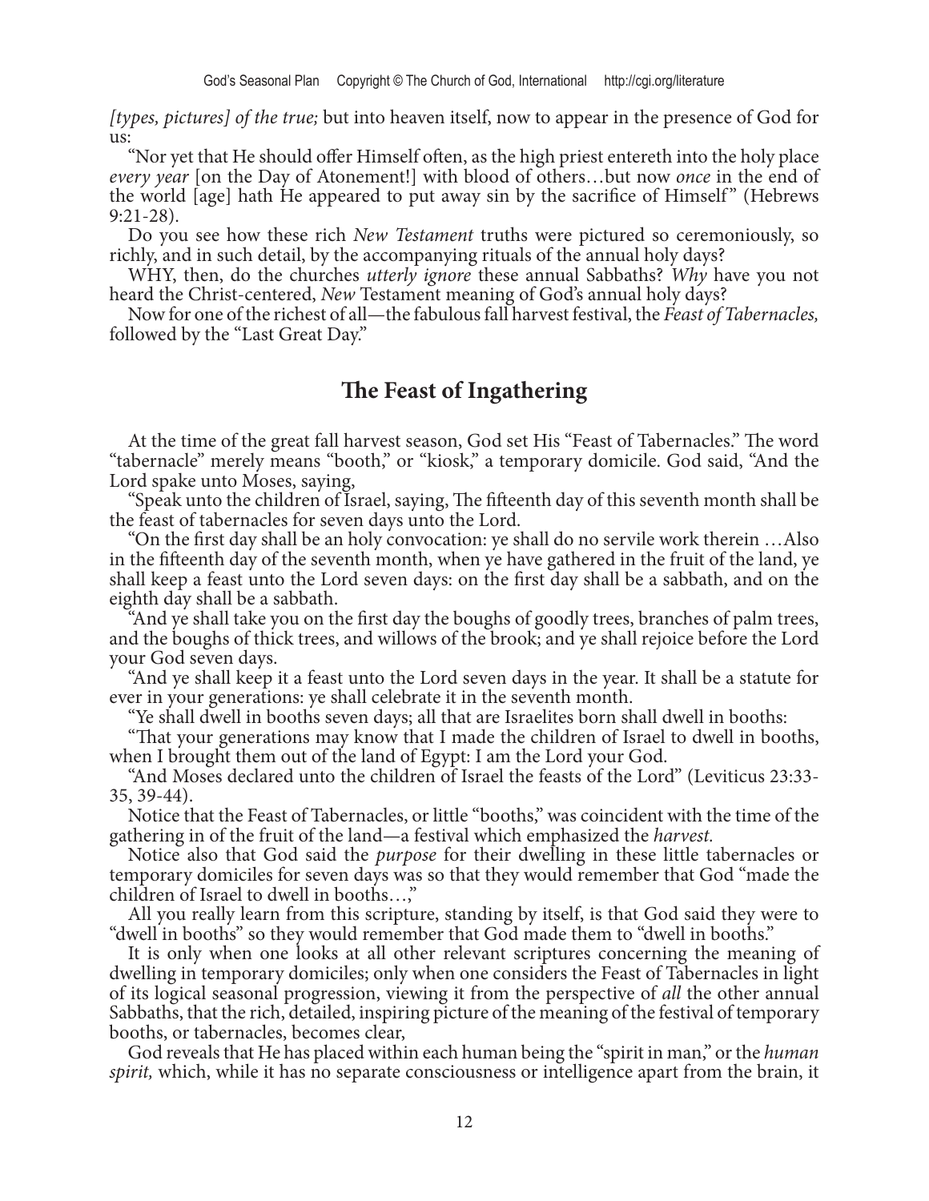*[types, pictures] of the true;* but into heaven itself, now to appear in the presence of God for us:

"Nor yet that He should offer Himself often, as the high priest entereth into the holy place *every year* [on the Day of Atonement!] with blood of others…but now *once* in the end of the world [age] hath He appeared to put away sin by the sacrifice of Himself" (Hebrews 9:21-28).

Do you see how these rich *New Testament* truths were pictured so ceremoniously, so richly, and in such detail, by the accompanying rituals of the annual holy days?

WHY, then, do the churches *utterly ignore* these annual Sabbaths? *Why* have you not heard the Christ-centered, *New* Testament meaning of God's annual holy days?

Now for one of the richest of all—the fabulous fall harvest festival, the *Feast of Tabernacles,* followed by the "Last Great Day."

## The Feast of Ingathering

At the time of the great fall harvest season, God set His "Feast of Tabernacles." The word "tabernacle" merely means "booth," or "kiosk," a temporary domicile. God said, "And the Lord spake unto Moses, saying,

"Speak unto the children of Israel, saying, The fifteenth day of this seventh month shall be the feast of tabernacles for seven days unto the Lord.

"On the first day shall be an holy convocation: ye shall do no servile work therein …Also in the fifteenth day of the seventh month, when ye have gathered in the fruit of the land, ye shall keep a feast unto the Lord seven days: on the first day shall be a sabbath, and on the eighth day shall be a sabbath.

"And ye shall take you on the first day the boughs of goodly trees, branches of palm trees, and the boughs of thick trees, and willows of the brook; and ye shall rejoice before the Lord your God seven days.

"And ye shall keep it a feast unto the Lord seven days in the year. It shall be a statute for ever in your generations: ye shall celebrate it in the seventh month.

"Ye shall dwell in booths seven days; all that are Israelites born shall dwell in booths:

"That your generations may know that I made the children of Israel to dwell in booths, when I brought them out of the land of Egypt: I am the Lord your God.

"And Moses declared unto the children of Israel the feasts of the Lord" (Leviticus 23:33-35, 39-44).

Notice that the Feast of Tabernacles, or little "booths," was coincident with the time of the gathering in of the fruit of the land—a festival which emphasized the *harvest.*

Notice also that God said the *purpose* for their dwelling in these little tabernacles or temporary domiciles for seven days was so that they would remember that God "made the children of Israel to dwell in booths…,"

All you really learn from this scripture, standing by itself, is that God said they were to "dwell in booths" so they would remember that God made them to "dwell in booths."

It is only when one looks at all other relevant scriptures concerning the meaning of dwelling in temporary domiciles; only when one considers the Feast of Tabernacles in light of its logical seasonal progression, viewing it from the perspective of *all* the other annual Sabbaths, that the rich, detailed, inspiring picture of the meaning of the festival of temporary booths, or tabernacles, becomes clear,

God reveals that He has placed within each human being the "spirit in man," or the *human spirit,* which, while it has no separate consciousness or intelligence apart from the brain, it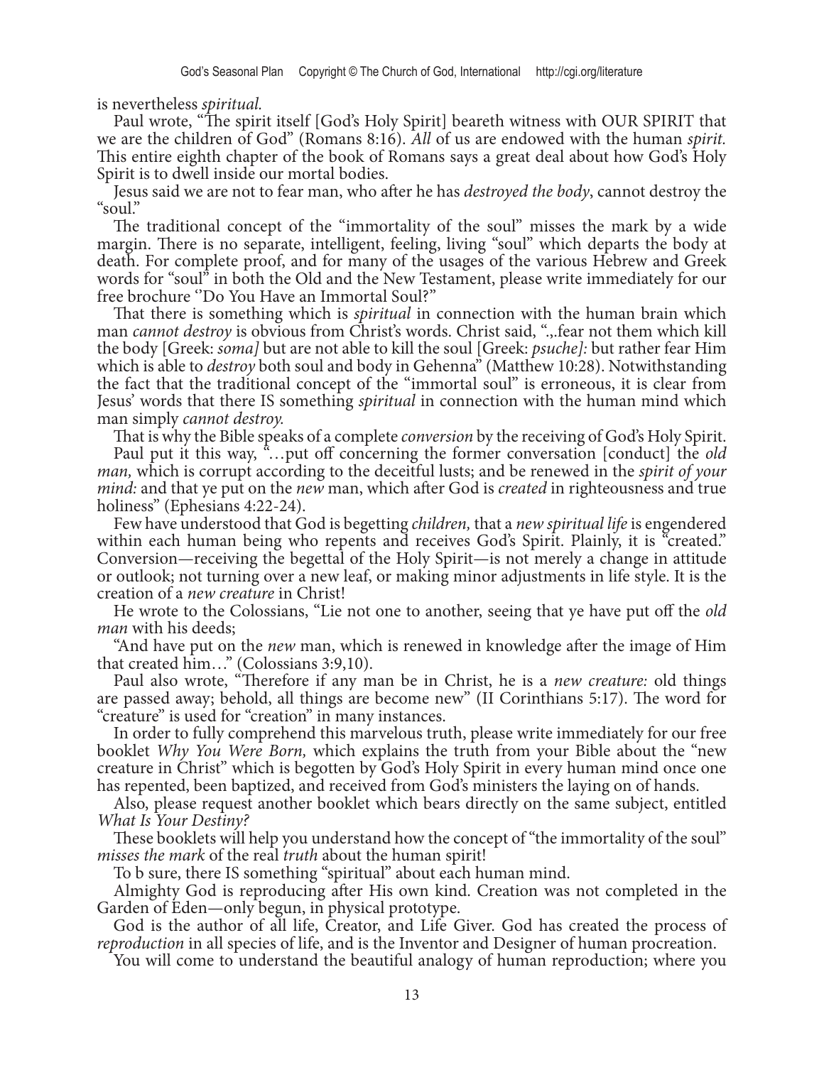is nevertheless *spiritual.*

Paul wrote, "The spirit itself [God's Holy Spirit] beareth witness with OUR SPIRIT that we are the children of God" (Romans 8:16). *All* of us are endowed with the human *spirit.* This entire eighth chapter of the book of Romans says a great deal about how God's Holy Spirit is to dwell inside our mortal bodies.

Jesus said we are not to fear man, who after he has *destroyed the body*, cannot destroy the "soul."

The traditional concept of the "immortality of the soul" misses the mark by a wide margin. There is no separate, intelligent, feeling, living "soul" which departs the body at death. For complete proof, and for many of the usages of the various Hebrew and Greek words for "soul" in both the Old and the New Testament, please write immediately for our free brochure ''Do You Have an Immortal Soul?"

That there is something which is *spiritual* in connection with the human brain which man *cannot destroy* is obvious from Christ's words. Christ said, ".,.fear not them which kill the body [Greek: *soma]* but are not able to kill the soul [Greek: *psuche]:* but rather fear Him which is able to *destroy* both soul and body in Gehenna" (Matthew 10:28). Notwithstanding the fact that the traditional concept of the "immortal soul" is erroneous, it is clear from Jesus' words that there IS something *spiritual* in connection with the human mind which man simply *cannot destroy.*

That is why the Bible speaks of a complete *conversion* by the receiving of God's Holy Spirit.

Paul put it this way, "…put off concerning the former conversation [conduct] the *old man,* which is corrupt according to the deceitful lusts; and be renewed in the *spirit of your mind:* and that ye put on the *new* man, which after God is *created* in righteousness and true holiness" (Ephesians 4:22-24).

Few have understood that God is begetting *children,* that a *new spiritual life* is engendered within each human being who repents and receives God's Spirit. Plainly, it is "created." Conversion—receiving the begettal of the Holy Spirit—is not merely a change in attitude or outlook; not turning over a new leaf, or making minor adjustments in life style. It is the creation of a *new creature* in Christ!

He wrote to the Colossians, "Lie not one to another, seeing that ye have put off the *old man* with his deeds;

"And have put on the *new* man, which is renewed in knowledge after the image of Him that created him…" (Colossians 3:9,10).

Paul also wrote, "Therefore if any man be in Christ, he is a *new creature:* old things are passed away; behold, all things are become new" (II Corinthians 5:17). The word for "creature" is used for "creation" in many instances.

In order to fully comprehend this marvelous truth, please write immediately for our free booklet *Why You Were Born,* which explains the truth from your Bible about the "new creature in Christ" which is begotten by God's Holy Spirit in every human mind once one has repented, been baptized, and received from God's ministers the laying on of hands.

Also, please request another booklet which bears directly on the same subject, entitled *What Is Your Destiny?*

These booklets will help you understand how the concept of "the immortality of the soul" *misses the mark* of the real *truth* about the human spirit!

To b sure, there IS something "spiritual" about each human mind.

Almighty God is reproducing after His own kind. Creation was not completed in the Garden of Eden—only begun, in physical prototype.

God is the author of all life, Creator, and Life Giver. God has created the process of *reproduction* in all species of life, and is the Inventor and Designer of human procreation.

You will come to understand the beautiful analogy of human reproduction; where you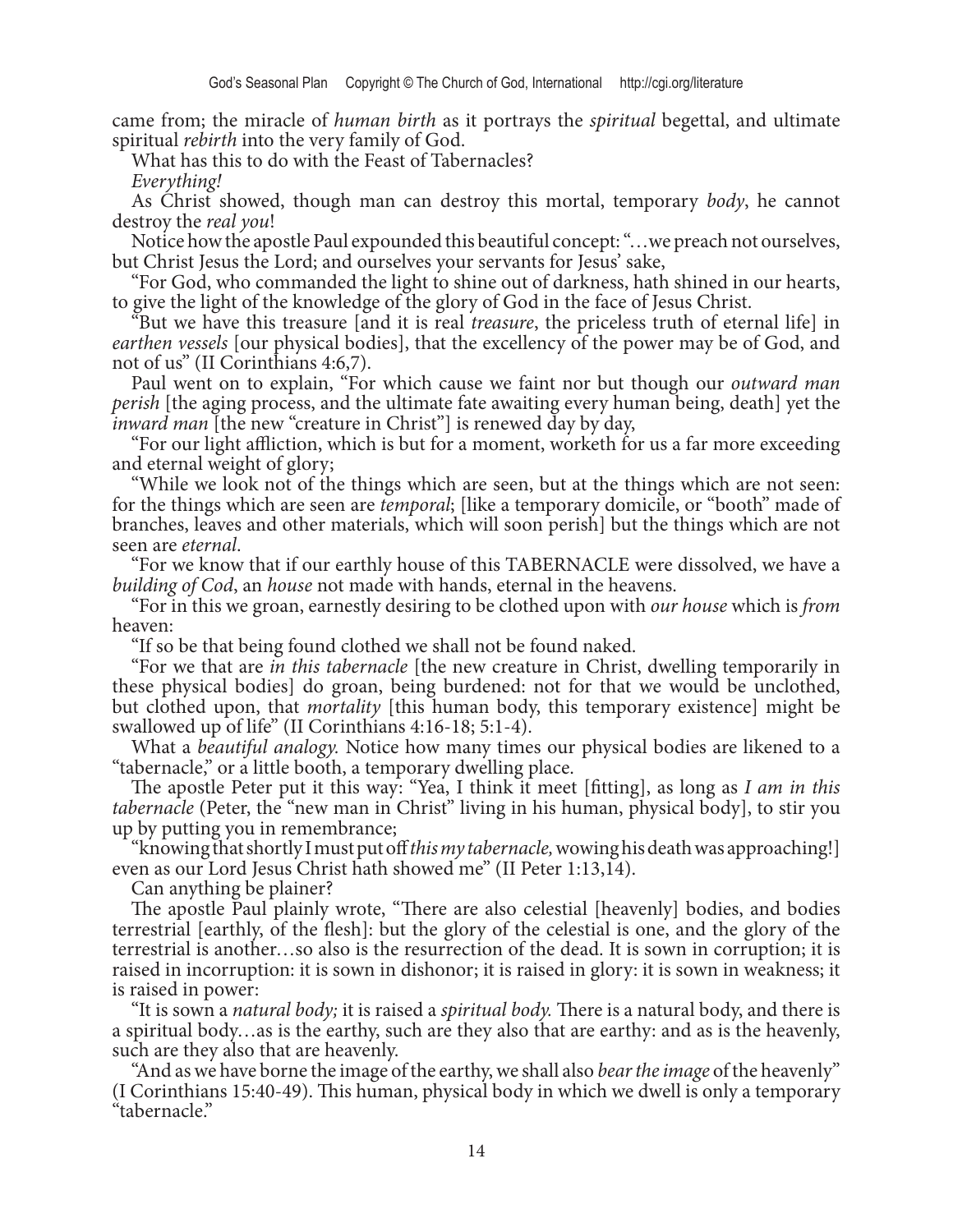came from; the miracle of *human birth* as it portrays the *spiritual* begettal, and ultimate spiritual *rebirth* into the very family of God.

What has this to do with the Feast of Tabernacles?

*Everything!*

As Christ showed, though man can destroy this mortal, temporary *body*, he cannot destroy the *real you*!

Notice how the apostle Paul expounded this beautiful concept: "…we preach not ourselves, but Christ Jesus the Lord; and ourselves your servants for Jesus' sake,

"For God, who commanded the light to shine out of darkness, hath shined in our hearts, to give the light of the knowledge of the glory of God in the face of Jesus Christ.

"But we have this treasure [and it is real *treasure*, the priceless truth of eternal life] in *earthen vessels* [our physical bodies], that the excellency of the power may be of God, and not of us" (II Corinthians 4:6,7).

Paul went on to explain, "For which cause we faint nor but though our *outward man perish* [the aging process, and the ultimate fate awaiting every human being, death] yet the *inward man* [the new "creature in Christ"] is renewed day by day,

"For our light affliction, which is but for a moment, worketh for us a far more exceeding and eternal weight of glory;

"While we look not of the things which are seen, but at the things which are not seen: for the things which are seen are *temporal*; [like a temporary domicile, or "booth" made of branches, leaves and other materials, which will soon perish] but the things which are not seen are *eternal*.

"For we know that if our earthly house of this TABERNACLE were dissolved, we have a *building of Cod*, an *house* not made with hands, eternal in the heavens.

"For in this we groan, earnestly desiring to be clothed upon with *our house* which is *from* heaven:

"If so be that being found clothed we shall not be found naked.

"For we that are *in this tabernacle* [the new creature in Christ, dwelling temporarily in these physical bodies] do groan, being burdened: not for that we would be unclothed, but clothed upon, that *mortality* [this human body, this temporary existence] might be swallowed up of life" (II Corinthians 4:16-18; 5:1-4).

What a *beautiful analogy.* Notice how many times our physical bodies are likened to a "tabernacle," or a little booth, a temporary dwelling place.

The apostle Peter put it this way: "Yea, I think it meet [fitting], as long as *I am in this tabernacle* (Peter, the "new man in Christ" living in his human, physical body], to stir you up by putting you in remembrance;

"knowing that shortly I must put off *this my tabernacle,* wowing his death was approaching!] even as our Lord Jesus Christ hath showed me" (II Peter 1:13,14).

Can anything be plainer?

The apostle Paul plainly wrote, "There are also celestial [heavenly] bodies, and bodies terrestrial [earthly, of the flesh]: but the glory of the celestial is one, and the glory of the terrestrial is another…so also is the resurrection of the dead. It is sown in corruption; it is raised in incorruption: it is sown in dishonor; it is raised in glory: it is sown in weakness; it is raised in power:

"It is sown a *natural body;* it is raised a *spiritual body.* There is a natural body, and there is a spiritual body…as is the earthy, such are they also that are earthy: and as is the heavenly, such are they also that are heavenly.

"And as we have borne the image of the earthy, we shall also *bear the image* of the heavenly" (I Corinthians 15:40-49). This human, physical body in which we dwell is only a temporary "tabernacle."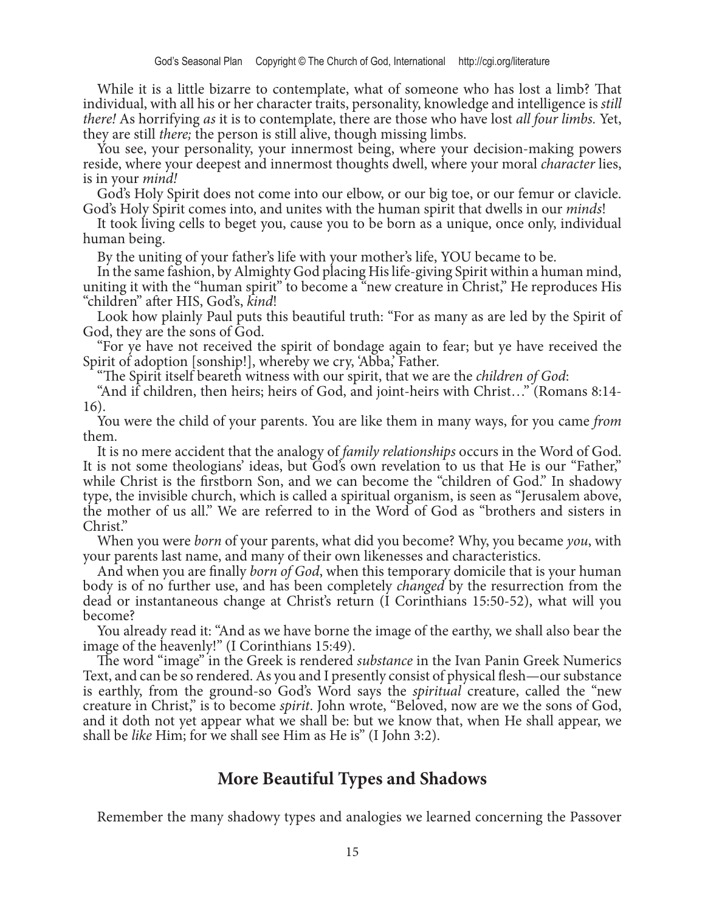While it is a little bizarre to contemplate, what of someone who has lost a limb? That individual, with all his or her character traits, personality, knowledge and intelligence is *still there!* As horrifying *as* it is to contemplate, there are those who have lost *all four limbs.* Yet, they are still *there;* the person is still alive, though missing limbs.

You see, your personality, your innermost being, where your decision-making powers reside, where your deepest and innermost thoughts dwell, where your moral *character* lies, is in your *mind!*

God's Holy Spirit does not come into our elbow, or our big toe, or our femur or clavicle. God's Holy Spirit comes into, and unites with the human spirit that dwells in our *minds*!

It took living cells to beget you, cause you to be born as a unique, once only, individual human being.

By the uniting of your father's life with your mother's life, YOU became to be.

In the same fashion, by Almighty God placing His life-giving Spirit within a human mind, uniting it with the "human spirit" to become a "new creature in Christ," He reproduces His "children" after HIS, God's, *kind*!

Look how plainly Paul puts this beautiful truth: "For as many as are led by the Spirit of God, they are the sons of God.

"For ye have not received the spirit of bondage again to fear; but ye have received the Spirit of adoption [sonship!], whereby we cry, 'Abba,' Father.

"The Spirit itself beareth witness with our spirit, that we are the *children of God*:

"And if children, then heirs; heirs of God, and joint-heirs with Christ…" (Romans 8:14-16).

You were the child of your parents. You are like them in many ways, for you came *from* them.

It is no mere accident that the analogy of *family relationships* occurs in the Word of God. It is not some theologians' ideas, but God's own revelation to us that He is our "Father," while Christ is the firstborn Son, and we can become the "children of God." In shadowy type, the invisible church, which is called a spiritual organism, is seen as "Jerusalem above, the mother of us all." We are referred to in the Word of God as "brothers and sisters in Christ."

When you were *born* of your parents, what did you become? Why, you became *you*, with your parents last name, and many of their own likenesses and characteristics.

And when you are finally *born of God*, when this temporary domicile that is your human body is of no further use, and has been completely *changed* by the resurrection from the dead or instantaneous change at Christ's return (I Corinthians 15:50-52), what will you become?

You already read it: "And as we have borne the image of the earthy, we shall also bear the image of the heavenly!" (I Corinthians 15:49).

The word "image" in the Greek is rendered *substance* in the Ivan Panin Greek Numerics Text, and can be so rendered. As you and I presently consist of physical flesh—our substance is earthly, from the ground-so God's Word says the *spiritual* creature, called the "new creature in Christ," is to become *spirit*. John wrote, "Beloved, now are we the sons of God, and it doth not yet appear what we shall be: but we know that, when He shall appear, we shall be *like* Him; for we shall see Him as He is" (I John 3:2).

## More Beautiful Types and Shadows

Remember the many shadowy types and analogies we learned concerning the Passover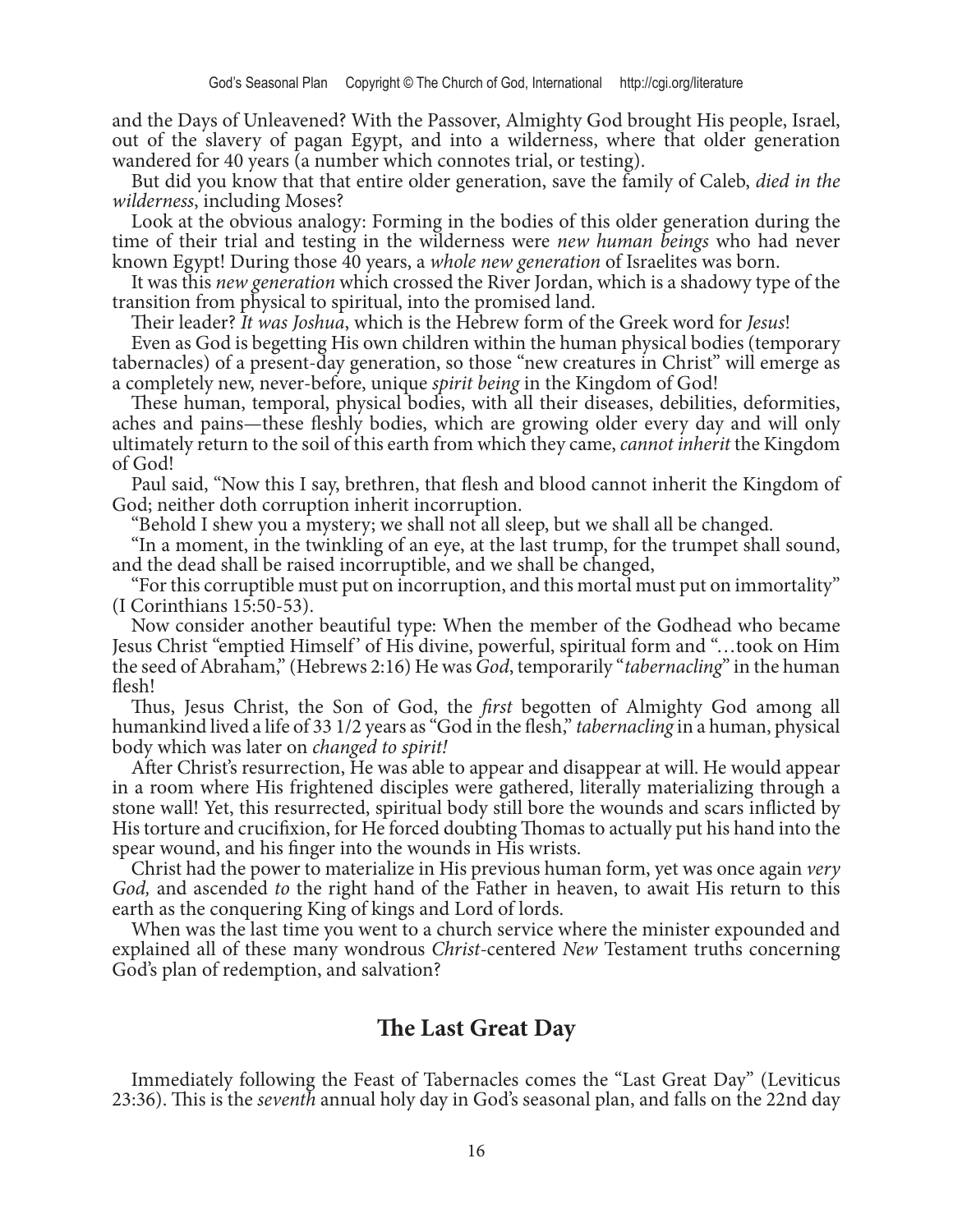and the Days of Unleavened? With the Passover, Almighty God brought His people, Israel, out of the slavery of pagan Egypt, and into a wilderness, where that older generation wandered for 40 years (a number which connotes trial, or testing).

But did you know that that entire older generation, save the family of Caleb, *died in the wilderness*, including Moses?

Look at the obvious analogy: Forming in the bodies of this older generation during the time of their trial and testing in the wilderness were *new human beings* who had never known Egypt! During those 40 years, a *whole new generation* of Israelites was born.

It was this *new generation* which crossed the River Jordan, which is a shadowy type of the transition from physical to spiritual, into the promised land.

Their leader? *It was Joshua*, which is the Hebrew form of the Greek word for *Jesus*!

Even as God is begetting His own children within the human physical bodies (temporary tabernacles) of a present-day generation, so those "new creatures in Christ" will emerge as a completely new, never-before, unique *spirit being* in the Kingdom of God!

These human, temporal, physical bodies, with all their diseases, debilities, deformities, aches and pains—these fleshly bodies, which are growing older every day and will only ultimately return to the soil of this earth from which they came, *cannot inherit* the Kingdom of God!

Paul said, "Now this I say, brethren, that flesh and blood cannot inherit the Kingdom of God; neither doth corruption inherit incorruption.

"Behold I shew you a mystery; we shall not all sleep, but we shall all be changed.

"In a moment, in the twinkling of an eye, at the last trump, for the trumpet shall sound, and the dead shall be raised incorruptible, and we shall be changed,

"For this corruptible must put on incorruption, and this mortal must put on immortality" (I Corinthians 15:50-53).

Now consider another beautiful type: When the member of the Godhead who became Jesus Christ "emptied Himself' of His divine, powerful, spiritual form and "…took on Him the seed of Abraham," (Hebrews 2:16) He was *God*, temporarily "*tabernacling*" in the human flesh!

Thus, Jesus Christ, the Son of God, the *first* begotten of Almighty God among all humankind lived a life of 33 1/2 years as "God in the flesh," *tabernacling* in a human, physical body which was later on *changed to spirit!*

After Christ's resurrection, He was able to appear and disappear at will. He would appear in a room where His frightened disciples were gathered, literally materializing through a stone wall! Yet, this resurrected, spiritual body still bore the wounds and scars inflicted by His torture and crucifixion, for He forced doubting Thomas to actually put his hand into the spear wound, and his finger into the wounds in His wrists.

Christ had the power to materialize in His previous human form, yet was once again *very God,* and ascended *to* the right hand of the Father in heaven, to await His return to this earth as the conquering King of kings and Lord of lords.

When was the last time you went to a church service where the minister expounded and explained all of these many wondrous *Christ*-centered *New* Testament truths concerning God's plan of redemption, and salvation?

## The Last Great Day

Immediately following the Feast of Tabernacles comes the "Last Great Day" (Leviticus 23:36). This is the *seventh* annual holy day in God's seasonal plan, and falls on the 22nd day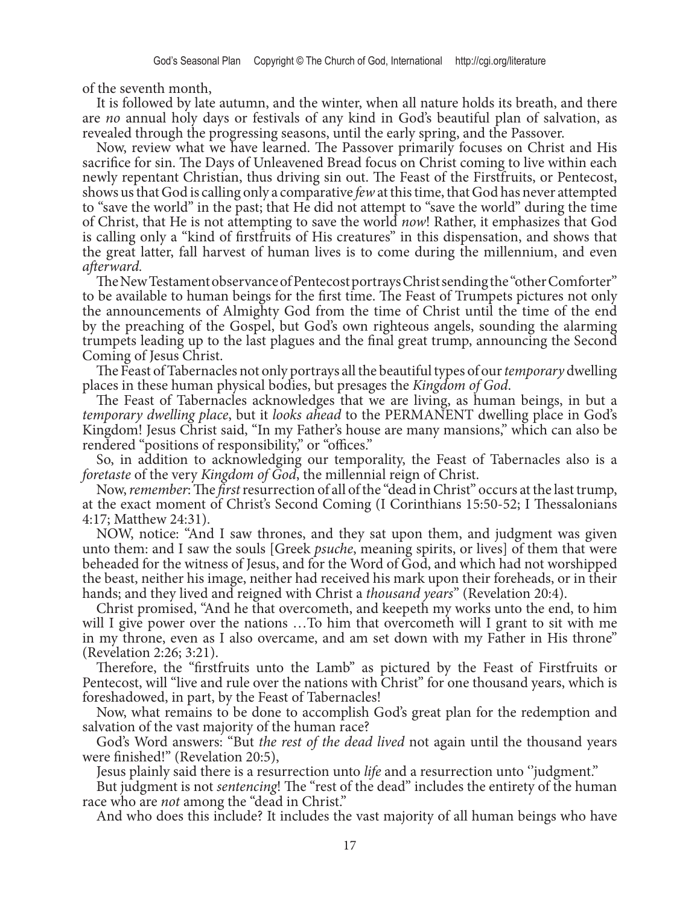of the seventh month,

It is followed by late autumn, and the winter, when all nature holds its breath, and there are *no* annual holy days or festivals of any kind in God's beautiful plan of salvation, as revealed through the progressing seasons, until the early spring, and the Passover.

Now, review what we have learned. The Passover primarily focuses on Christ and His sacrifice for sin. The Days of Unleavened Bread focus on Christ coming to live within each newly repentant Christian, thus driving sin out. The Feast of the Firstfruits, or Pentecost, shows us that God is calling only a comparative *few* at this time, that God has never attempted to "save the world" in the past; that He did not attempt to "save the world" during the time of Christ, that He is not attempting to save the world *now*! Rather, it emphasizes that God is calling only a "kind of firstfruits of His creatures" in this dispensation, and shows that the great latter, fall harvest of human lives is to come during the millennium, and even *afterward.*

The New Testament observance of Pentecost portrays Christ sending the "other Comforter" to be available to human beings for the first time. The Feast of Trumpets pictures not only the announcements of Almighty God from the time of Christ until the time of the end by the preaching of the Gospel, but God's own righteous angels, sounding the alarming trumpets leading up to the last plagues and the final great trump, announcing the Second Coming of Jesus Christ.

The Feast of Tabernacles not only portrays all the beautiful types of our *temporary* dwelling places in these human physical bodies, but presages the *Kingdom of God*.

The Feast of Tabernacles acknowledges that we are living, as human beings, in but a *temporary dwelling place*, but it *looks ahead* to the PERMANENT dwelling place in God's Kingdom! Jesus Christ said, "In my Father's house are many mansions," which can also be rendered "positions of responsibility," or "offices."

So, in addition to acknowledging our temporality, the Feast of Tabernacles also is a *foretaste* of the very *Kingdom of God*, the millennial reign of Christ.

Now, *remember*: The *first* resurrection of all of the "dead in Christ" occurs at the last trump, at the exact moment of Christ's Second Coming (I Corinthians 15:50-52; I Thessalonians 4:17; Matthew 24:31).

NOW, notice: "And I saw thrones, and they sat upon them, and judgment was given unto them: and I saw the souls [Greek *psuche*, meaning spirits, or lives] of them that were beheaded for the witness of Jesus, and for the Word of God, and which had not worshipped the beast, neither his image, neither had received his mark upon their foreheads, or in their hands; and they lived and reigned with Christ a *thousand years*" (Revelation 20:4).

Christ promised, "And he that overcometh, and keepeth my works unto the end, to him will I give power over the nations …To him that overcometh will I grant to sit with me in my throne, even as I also overcame, and am set down with my Father in His throne" (Revelation 2:26; 3:21).

Therefore, the "firstfruits unto the Lamb" as pictured by the Feast of Firstfruits or Pentecost, will "live and rule over the nations with Christ" for one thousand years, which is foreshadowed, in part, by the Feast of Tabernacles!

Now, what remains to be done to accomplish God's great plan for the redemption and salvation of the vast majority of the human race?

God's Word answers: "But *the rest of the dead lived* not again until the thousand years were finished!" (Revelation 20:5),

Jesus plainly said there is a resurrection unto *life* and a resurrection unto ''judgment."

But judgment is not *sentencing*! The "rest of the dead" includes the entirety of the human race who are *not* among the "dead in Christ."

And who does this include? It includes the vast majority of all human beings who have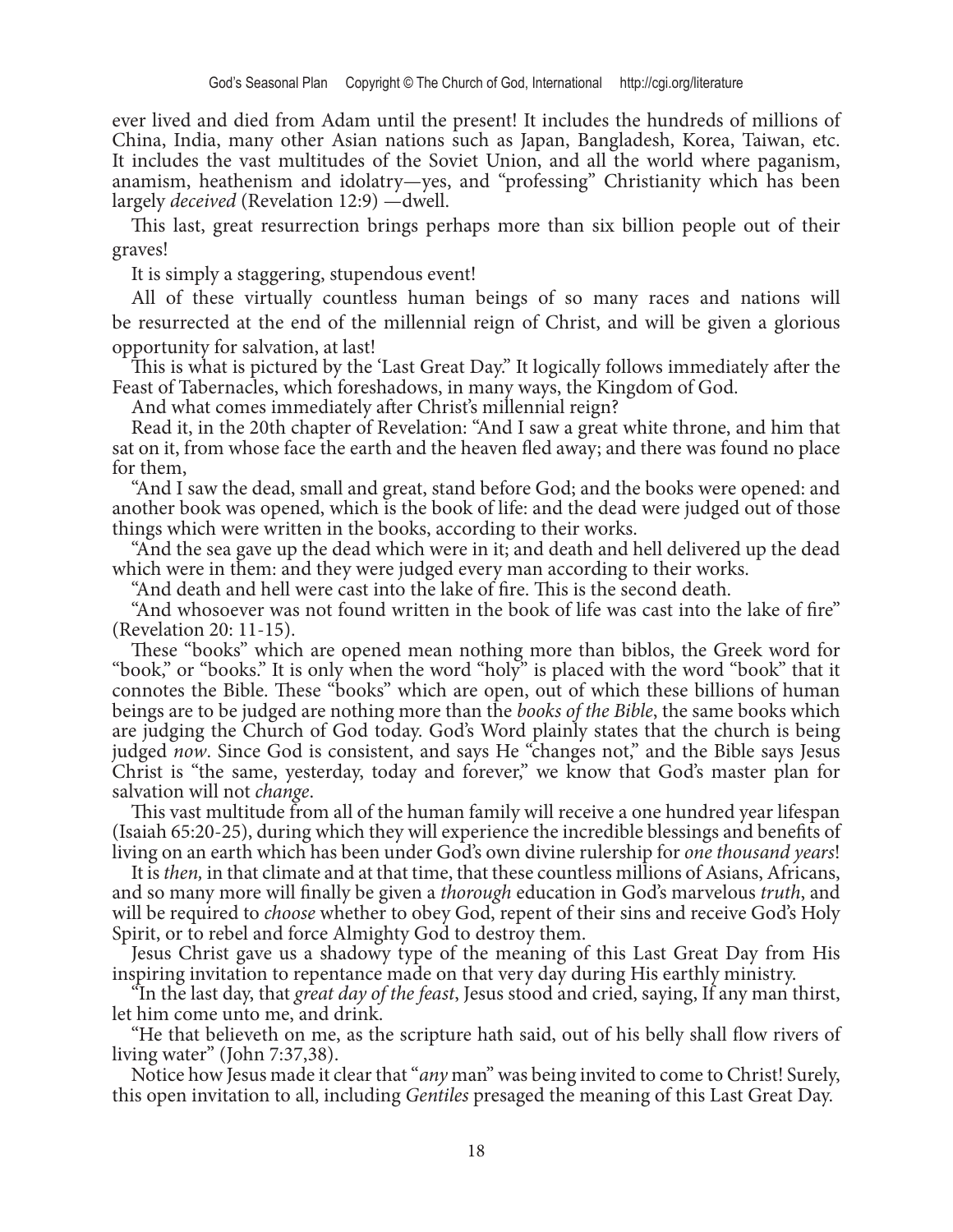ever lived and died from Adam until the present! It includes the hundreds of millions of China, India, many other Asian nations such as Japan, Bangladesh, Korea, Taiwan, etc. It includes the vast multitudes of the Soviet Union, and all the world where paganism, anamism, heathenism and idolatry—yes, and "professing" Christianity which has been largely *deceived* (Revelation 12:9) —dwell.

This last, great resurrection brings perhaps more than six billion people out of their graves!

It is simply a staggering, stupendous event!

All of these virtually countless human beings of so many races and nations will be resurrected at the end of the millennial reign of Christ, and will be given a glorious opportunity for salvation, at last!

This is what is pictured by the 'Last Great Day." It logically follows immediately after the Feast of Tabernacles, which foreshadows, in many ways, the Kingdom of God.

And what comes immediately after Christ's millennial reign?

Read it, in the 20th chapter of Revelation: "And I saw a great white throne, and him that sat on it, from whose face the earth and the heaven fled away; and there was found no place for them,

"And I saw the dead, small and great, stand before God; and the books were opened: and another book was opened, which is the book of life: and the dead were judged out of those things which were written in the books, according to their works.

"And the sea gave up the dead which were in it; and death and hell delivered up the dead which were in them: and they were judged every man according to their works.

"And death and hell were cast into the lake of fire. This is the second death.

"And whosoever was not found written in the book of life was cast into the lake of fire" (Revelation 20: 11-15).

These "books" which are opened mean nothing more than biblos, the Greek word for "book," or "books." It is only when the word "holy" is placed with the word "book" that it connotes the Bible. These "books" which are open, out of which these billions of human beings are to be judged are nothing more than the *books of the Bible*, the same books which are judging the Church of God today. God's Word plainly states that the church is being judged *now*. Since God is consistent, and says He "changes not," and the Bible says Jesus Christ is "the same, yesterday, today and forever," we know that God's master plan for salvation will not *change*.

This vast multitude from all of the human family will receive a one hundred year lifespan (Isaiah 65:20-25), during which they will experience the incredible blessings and benefits of living on an earth which has been under God's own divine rulership for *one thousand years*!

It is *then,* in that climate and at that time, that these countless millions of Asians, Africans, and so many more will finally be given a *thorough* education in God's marvelous *truth*, and will be required to *choose* whether to obey God, repent of their sins and receive God's Holy Spirit, or to rebel and force Almighty God to destroy them.

Jesus Christ gave us a shadowy type of the meaning of this Last Great Day from His inspiring invitation to repentance made on that very day during His earthly ministry.

"In the last day, that *great day of the feast*, Jesus stood and cried, saying, If any man thirst, let him come unto me, and drink.

"He that believeth on me, as the scripture hath said, out of his belly shall flow rivers of living water" (John 7:37,38).

Notice how Jesus made it clear that "*any* man" was being invited to come to Christ! Surely, this open invitation to all, including *Gentiles* presaged the meaning of this Last Great Day.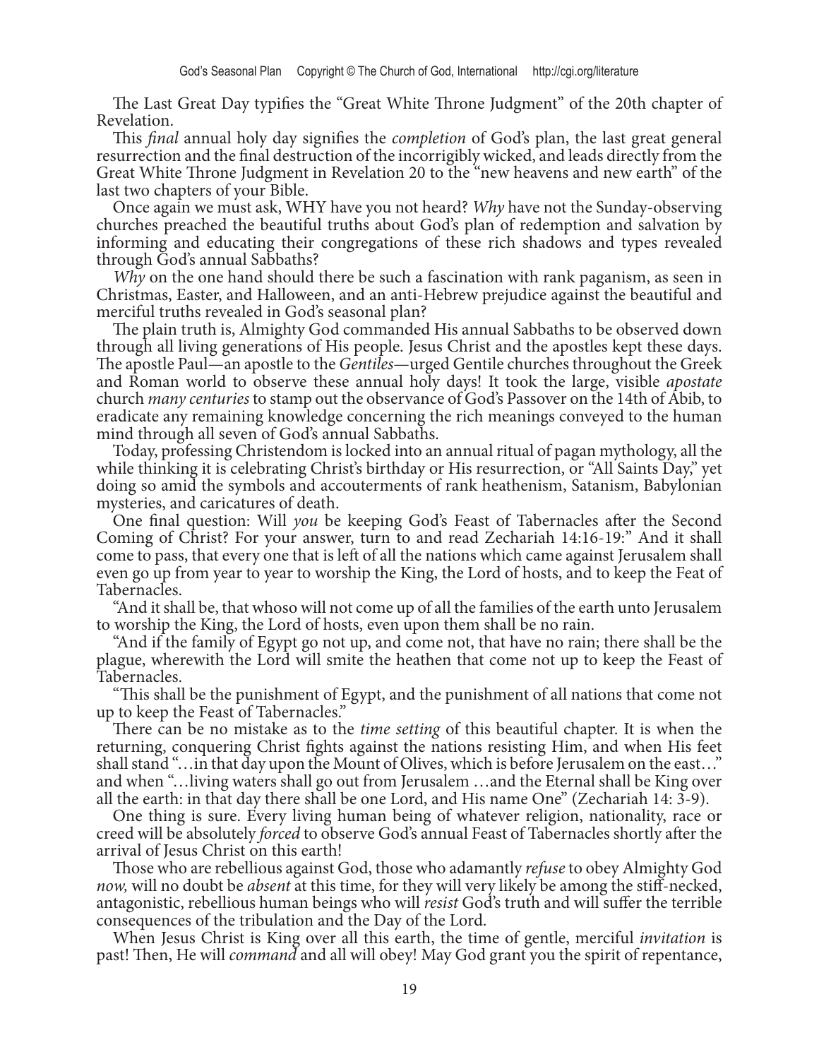The Last Great Day typifies the "Great White Throne Judgment" of the 20th chapter of Revelation.

This *final* annual holy day signifies the *completion* of God's plan, the last great general resurrection and the final destruction of the incorrigibly wicked, and leads directly from the Great White Throne Judgment in Revelation 20 to the "new heavens and new earth" of the last two chapters of your Bible.

Once again we must ask, WHY have you not heard? *Why* have not the Sunday-observing churches preached the beautiful truths about God's plan of redemption and salvation by informing and educating their congregations of these rich shadows and types revealed through God's annual Sabbaths?

*Why* on the one hand should there be such a fascination with rank paganism, as seen in Christmas, Easter, and Halloween, and an anti-Hebrew prejudice against the beautiful and merciful truths revealed in God's seasonal plan?

The plain truth is, Almighty God commanded His annual Sabbaths to be observed down through all living generations of His people. Jesus Christ and the apostles kept these days. The apostle Paul—an apostle to the *Gentiles*—urged Gentile churches throughout the Greek and Roman world to observe these annual holy days! It took the large, visible *apostate* church *many centuries* to stamp out the observance of God's Passover on the 14th of Abib, to eradicate any remaining knowledge concerning the rich meanings conveyed to the human mind through all seven of God's annual Sabbaths.

Today, professing Christendom is locked into an annual ritual of pagan mythology, all the while thinking it is celebrating Christ's birthday or His resurrection, or "All Saints Day," yet doing so amid the symbols and accouterments of rank heathenism, Satanism, Babylonian mysteries, and caricatures of death.

One final question: Will *you* be keeping God's Feast of Tabernacles after the Second Coming of Christ? For your answer, turn to and read Zechariah 14:16-19:" And it shall come to pass, that every one that is left of all the nations which came against Jerusalem shall even go up from year to year to worship the King, the Lord of hosts, and to keep the Feat of Tabernacles.

"And it shall be, that whoso will not come up of all the families of the earth unto Jerusalem to worship the King, the Lord of hosts, even upon them shall be no rain.

"And if the family of Egypt go not up, and come not, that have no rain; there shall be the plague, wherewith the Lord will smite the heathen that come not up to keep the Feast of Tabernacles.

"This shall be the punishment of Egypt, and the punishment of all nations that come not up to keep the Feast of Tabernacles."

There can be no mistake as to the *time setting* of this beautiful chapter. It is when the returning, conquering Christ fights against the nations resisting Him, and when His feet shall stand "…in that day upon the Mount of Olives, which is before Jerusalem on the east…" and when "…living waters shall go out from Jerusalem …and the Eternal shall be King over all the earth: in that day there shall be one Lord, and His name One" (Zechariah 14: 3-9).

One thing is sure. Every living human being of whatever religion, nationality, race or creed will be absolutely *forced* to observe God's annual Feast of Tabernacles shortly after the arrival of Jesus Christ on this earth!

Those who are rebellious against God, those who adamantly *refuse* to obey Almighty God *now,* will no doubt be *absent* at this time, for they will very likely be among the stiff-necked, antagonistic, rebellious human beings who will *resist* God's truth and will suffer the terrible consequences of the tribulation and the Day of the Lord.

When Jesus Christ is King over all this earth, the time of gentle, merciful *invitation* is past! Then, He will *command* and all will obey! May God grant you the spirit of repentance,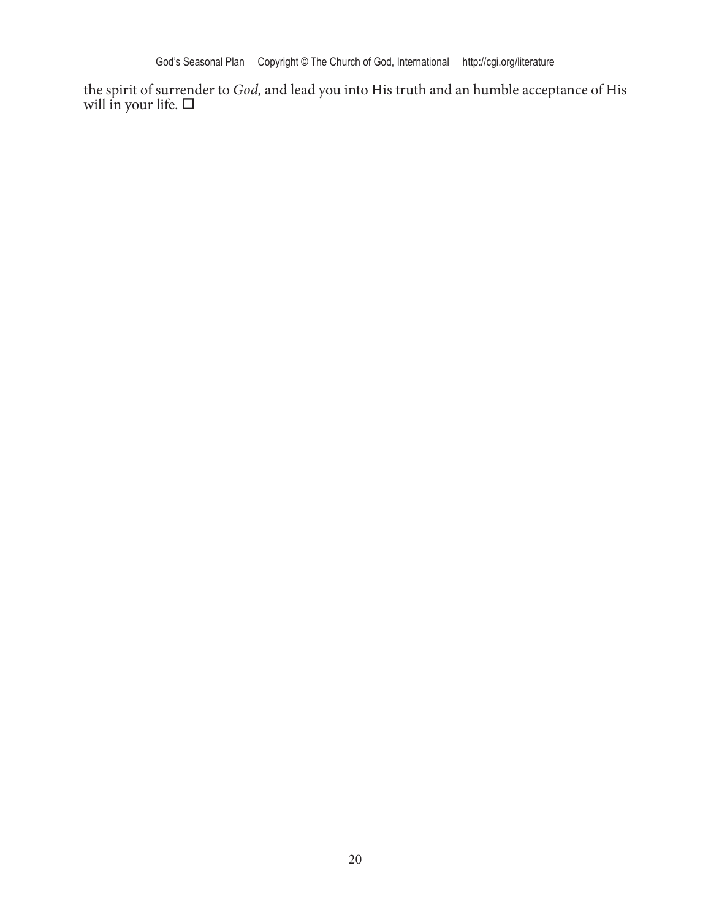the spirit of surrender to *God,* and lead you into His truth and an humble acceptance of His will in your life. ☐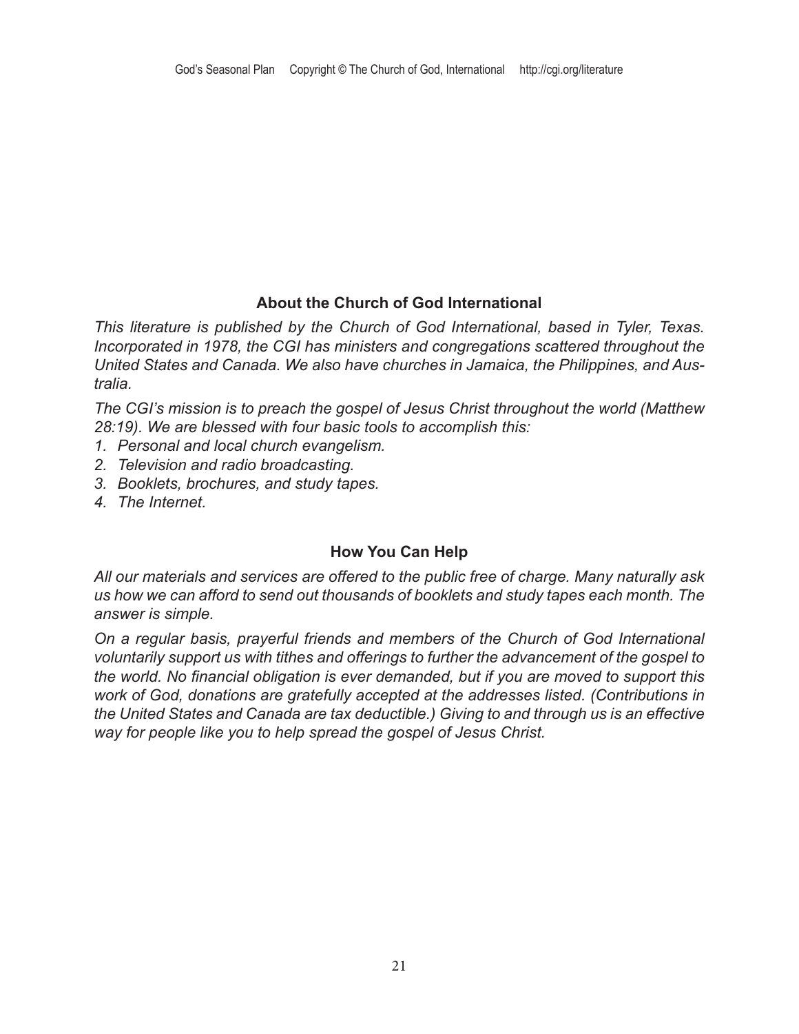## About the Church of God International

*This literature is published by the Church of God International, based in Tyler, Texas. Incorporated in 1978, the CGI has ministers and congregations scattered throughout the United States and Canada. We also have churches in Jamaica, the Philippines, and Australia.*

*The CGI's mission is to preach the gospel of Jesus Christ throughout the world (Matthew 28:19). We are blessed with four basic tools to accomplish this:*

1. *Personal and local church evangelism.*
2. *Television and radio broadcasting.*
3. *Booklets, brochures, and study tapes.*
4. *The Internet.*

## How You Can Help

*All our materials and services are offered to the public free of charge. Many naturally ask us how we can afford to send out thousands of booklets and study tapes each month. The answer is simple.*

*On a regular basis, prayerful friends and members of the Church of God International voluntarily support us with tithes and offerings to further the advancement of the gospel to the world. No financial obligation is ever demanded, but if you are moved to support this work of God, donations are gratefully accepted at the addresses listed. (Contributions in the United States and Canada are tax deductible.) Giving to and through us is an effective way for people like you to help spread the gospel of Jesus Christ.*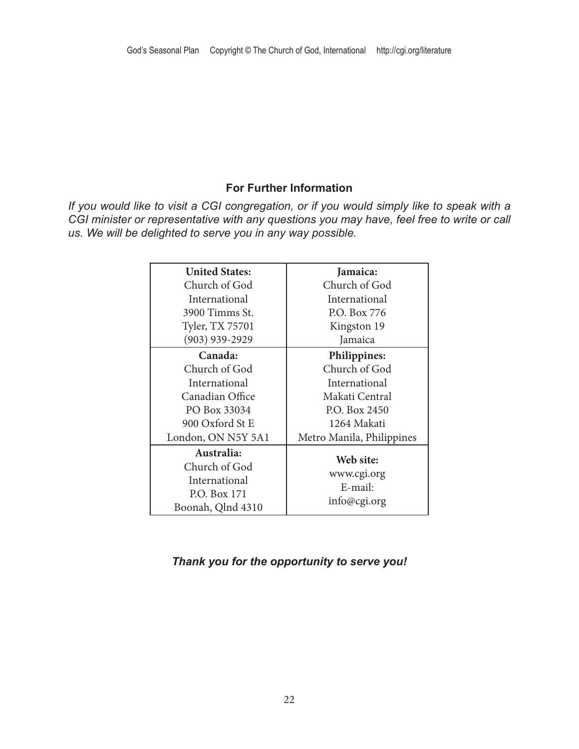## For Further Information

*If you would like to visit a CGI congregation, or if you would simply like to speak with a CGI minister or representative with any questions you may have, feel free to write or call us. We will be delighted to serve you in any way possible.*

| | |
|---|---|
| **United States:**<br>Church of God<br>International<br>3900 Timms St.<br>Tyler, TX 75701<br>(903) 939-2929 | **Jamaica:**<br>Church of God<br>International<br>P.O. Box 776<br>Kingston 19<br>Jamaica |
| **Canada:**<br>Church of God<br>International<br>Canadian Office<br>PO Box 33034<br>900 Oxford St E<br>London, ON N5Y 5A1 | **Philippines:**<br>Church of God<br>International<br>Makati Central<br>P.O. Box 2450<br>1264 Makati<br>Metro Manila, Philippines |
| **Australia:**<br>Church of God<br>International<br>P.O. Box 171<br>Boonah, Qlnd 4310 | **Web site:**<br>www.cgi.org<br>E-mail:<br>info@cgi.org |

***Thank you for the opportunity to serve you!***